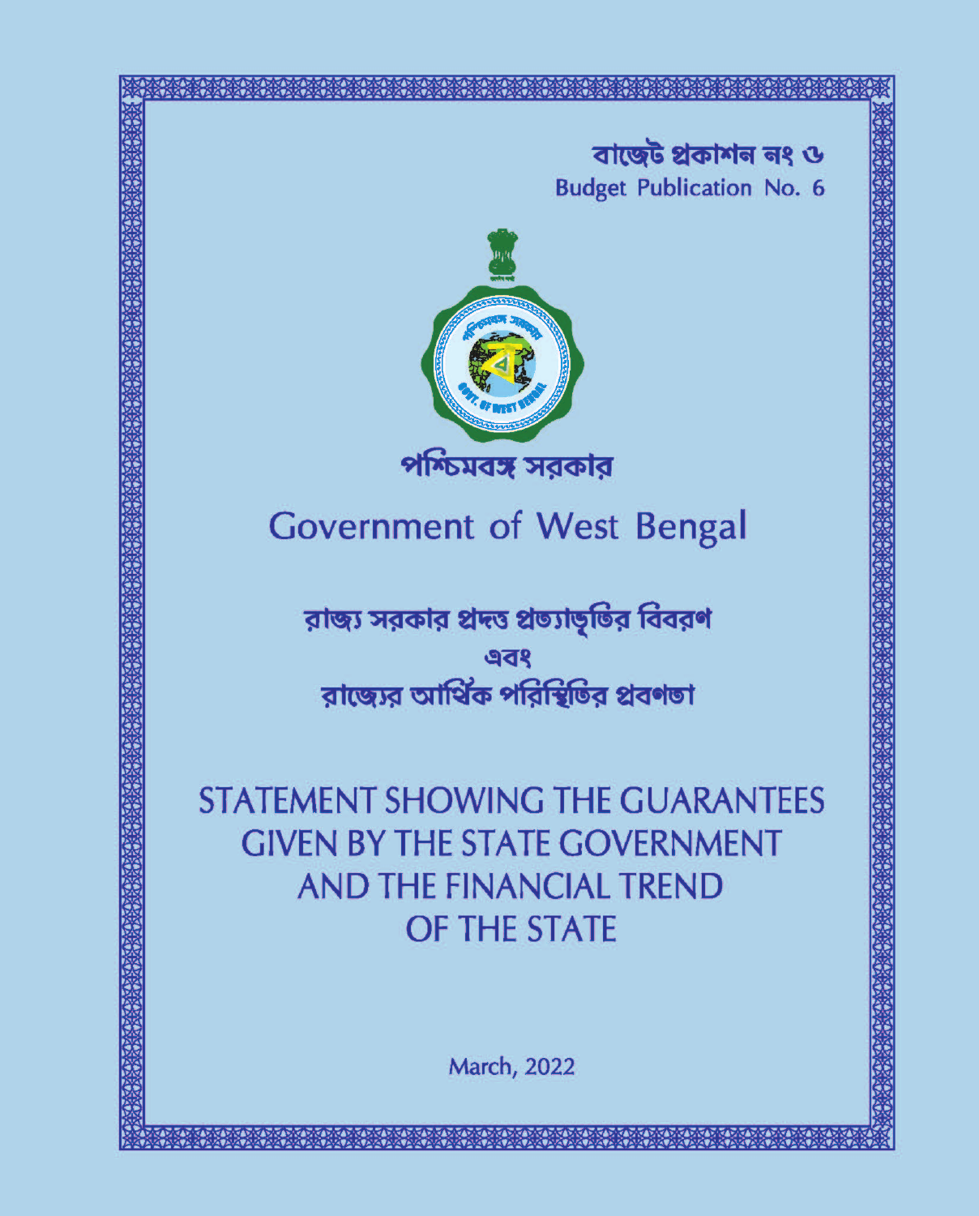বাজেট প্রকাশন নং ৬

Budget Publication No. 6

পশ্চিমবঙ্গ সরকার

# Government of West Bengal

## রাজ্য সরকার প্রদত্ত প্রত্যাভূতির বিবরণ
## এবং
## রাজ্যের আর্থিক পরিস্থিতির প্রবণতা

# STATEMENT SHOWING THE GUARANTEES GIVEN BY THE STATE GOVERNMENT AND THE FINANCIAL TREND OF THE STATE

March, 2022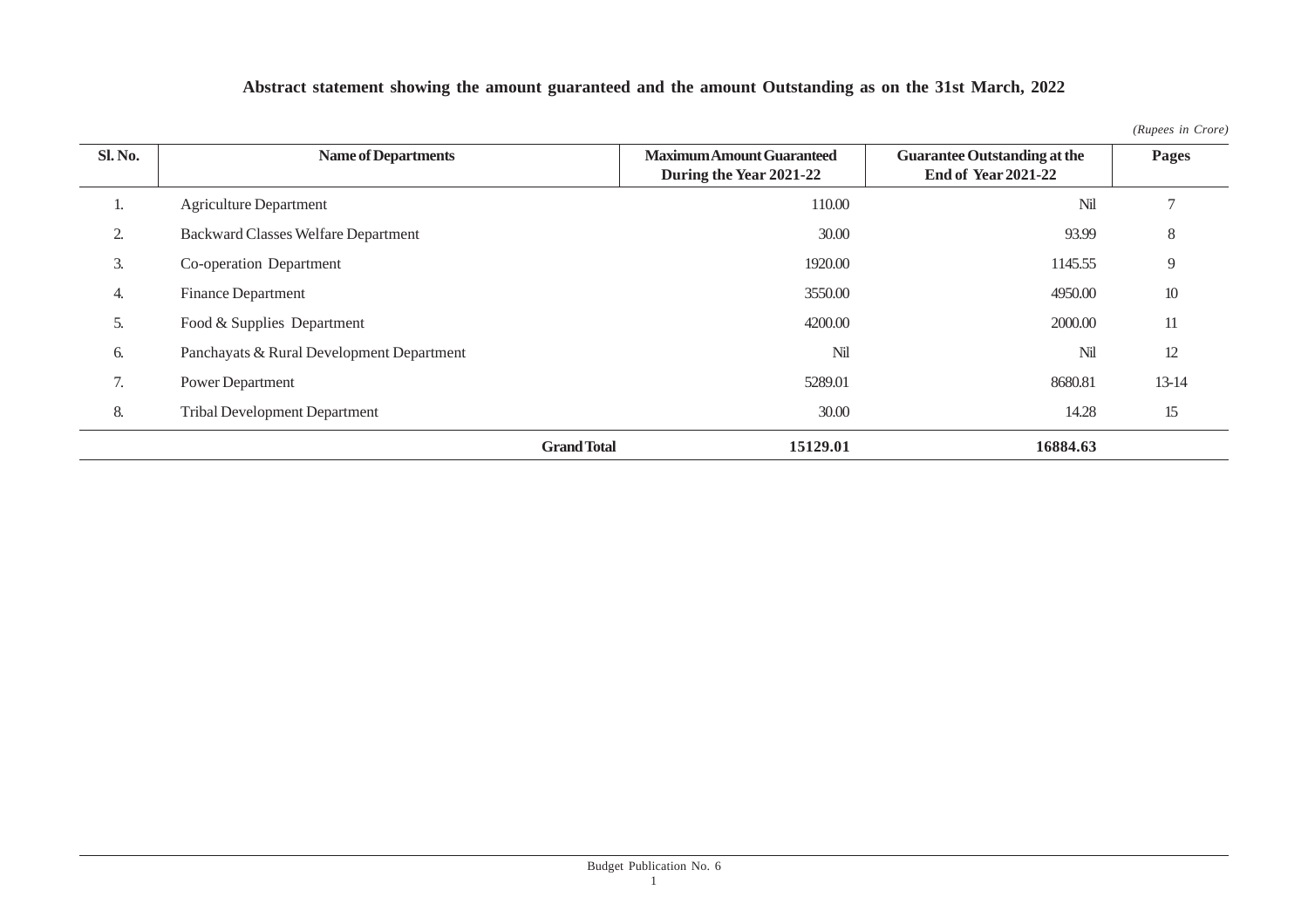## Abstract statement showing the amount guaranteed and the amount Outstanding as on the 31st March, 2022

*(Rupees in Crore)*

| Sl. No. | Name of Departments | Maximum Amount Guaranteed During the Year 2021-22 | Guarantee Outstanding at the End of Year 2021-22 | Pages |
|---|---|---|---|---|
| 1. | Agriculture Department | 110.00 | Nil | 7 |
| 2. | Backward Classes Welfare Department | 30.00 | 93.99 | 8 |
| 3. | Co-operation Department | 1920.00 | 1145.55 | 9 |
| 4. | Finance Department | 3550.00 | 4950.00 | 10 |
| 5. | Food & Supplies Department | 4200.00 | 2000.00 | 11 |
| 6. | Panchayats & Rural Development Department | Nil | Nil | 12 |
| 7. | Power Department | 5289.01 | 8680.81 | 13-14 |
| 8. | Tribal Development Department | 30.00 | 14.28 | 15 |
| | **Grand Total** | **15129.01** | **16884.63** | |

Budget Publication No. 6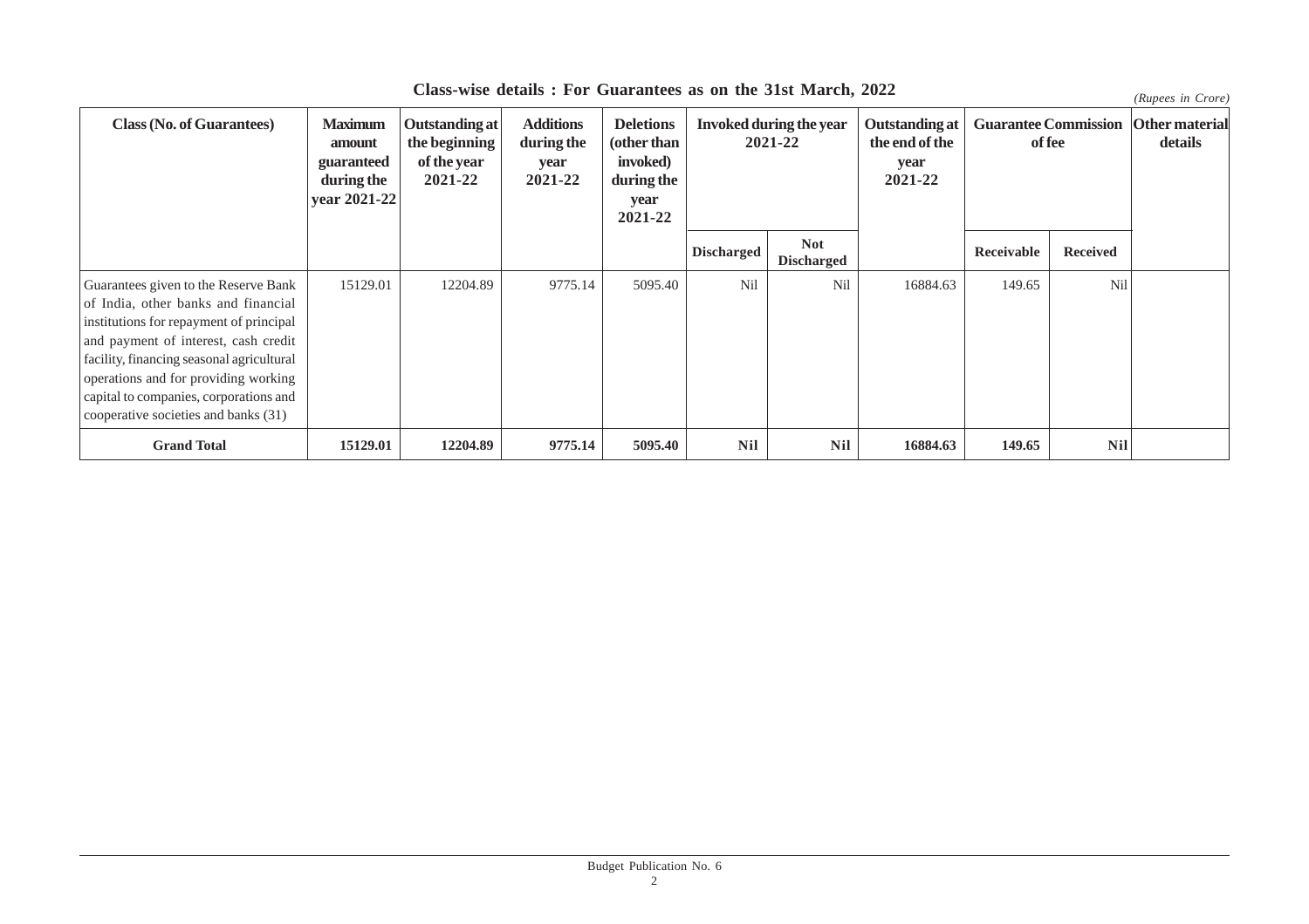## Class-wise details : For Guarantees as on the 31st March, 2022

*(Rupees in Crore)*

| Class (No. of Guarantees) | Maximum amount guaranteed during the year 2021-22 | Outstanding at the beginning of the year 2021-22 | Additions during the year 2021-22 | Deletions (other than invoked) during the year 2021-22 | Invoked during the year 2021-22 | | Outstanding at the end of the year 2021-22 | Guarantee Commission of fee | | Other material details |
|---|---|---|---|---|---|---|---|---|---|---|
| | | | | | Discharged | Not Discharged | | Receivable | Received | |
| Guarantees given to the Reserve Bank of India, other banks and financial institutions for repayment of principal and payment of interest, cash credit facility, financing seasonal agricultural operations and for providing working capital to companies, corporations and cooperative societies and banks (31) | 15129.01 | 12204.89 | 9775.14 | 5095.40 | Nil | Nil | 16884.63 | 149.65 | Nil | |
| **Grand Total** | **15129.01** | **12204.89** | **9775.14** | **5095.40** | **Nil** | **Nil** | **16884.63** | **149.65** | **Nil** | |

Budget Publication No. 6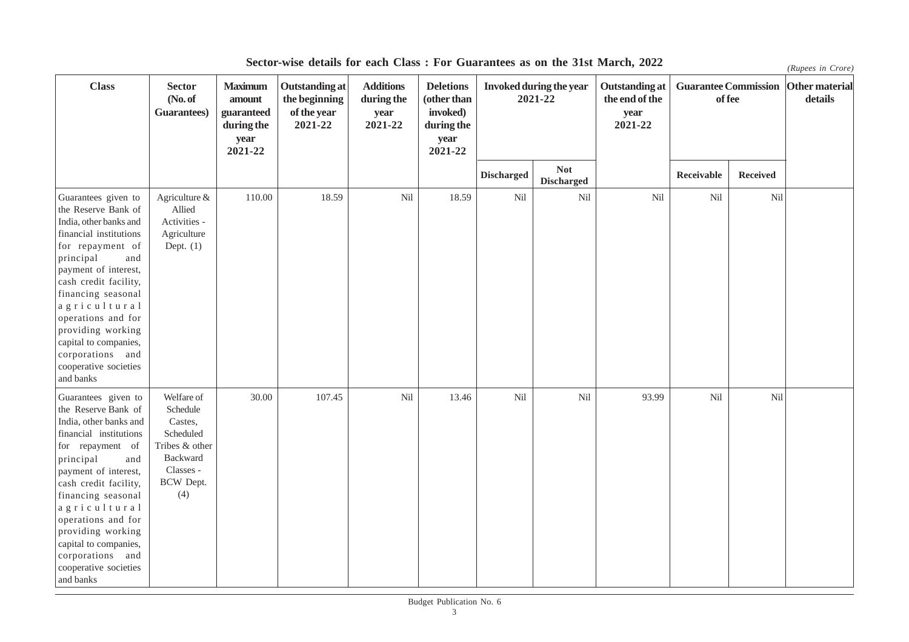## Sector-wise details for each Class : For Guarantees as on the 31st March, 2022

*(Rupees in Crore)*

| Class | Sector (No. of Guarantees) | Maximum amount guaranteed during the year 2021-22 | Outstanding at the beginning of the year 2021-22 | Additions during the year 2021-22 | Deletions (other than invoked) during the year 2021-22 | Invoked during the year 2021-22 | | Outstanding at the end of the year 2021-22 | Guarantee Commission of fee | | Other material details |
|---|---|---|---|---|---|---|---|---|---|---|---|
| | | | | | | Discharged | Not Discharged | | Receivable | Received | |
| Guarantees given to the Reserve Bank of India, other banks and financial institutions for repayment of principal and payment of interest, cash credit facility, financing seasonal agricultural operations and for providing working capital to companies, corporations and cooperative societies and banks | Agriculture & Allied Activities - Agriculture Dept. (1) | 110.00 | 18.59 | Nil | 18.59 | Nil | Nil | Nil | Nil | Nil | |
| Guarantees given to the Reserve Bank of India, other banks and financial institutions for repayment of principal and payment of interest, cash credit facility, financing seasonal agricultural operations and for providing working capital to companies, corporations and cooperative societies and banks | Welfare of Schedule Castes, Scheduled Tribes & other Backward Classes - BCW Dept. (4) | 30.00 | 107.45 | Nil | 13.46 | Nil | Nil | 93.99 | Nil | Nil | |

Budget Publication No. 6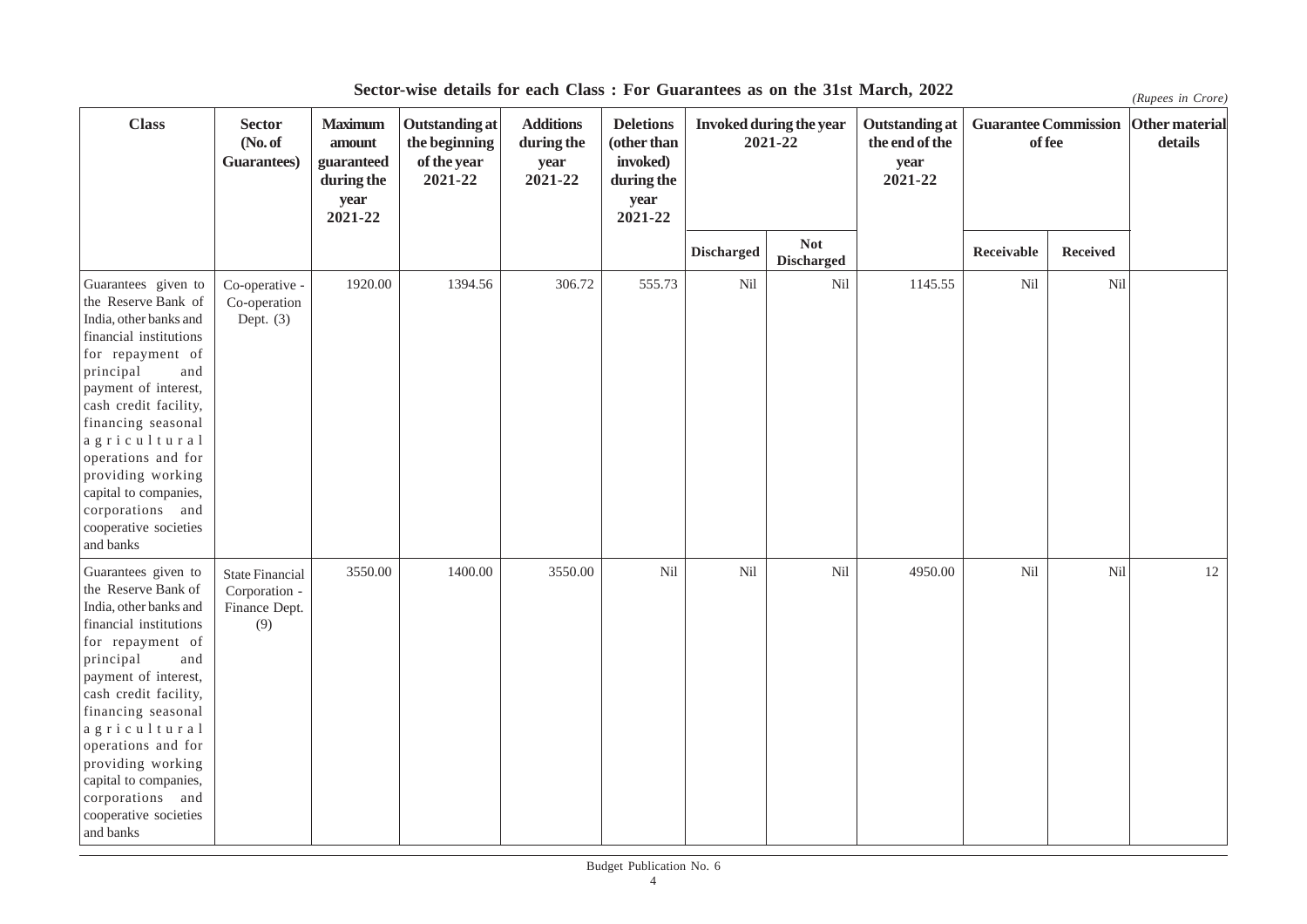## Sector-wise details for each Class : For Guarantees as on the 31st March, 2022

*(Rupees in Crore)*

| Class | Sector (No. of Guarantees) | Maximum amount guaranteed during the year 2021-22 | Outstanding at the beginning of the year 2021-22 | Additions during the year 2021-22 | Deletions (other than invoked) during the year 2021-22 | Invoked during the year 2021-22 | | Outstanding at the end of the year 2021-22 | Guarantee Commission of fee | | Other material details |
|---|---|---|---|---|---|---|---|---|---|---|---|
| | | | | | | Discharged | Not Discharged | | Receivable | Received | |
| Guarantees given to the Reserve Bank of India, other banks and financial institutions for repayment of principal and payment of interest, cash credit facility, financing seasonal agricultural operations and for providing working capital to companies, corporations and cooperative societies and banks | Co-operative - Co-operation Dept. (3) | 1920.00 | 1394.56 | 306.72 | 555.73 | Nil | Nil | 1145.55 | Nil | Nil | |
| Guarantees given to the Reserve Bank of India, other banks and financial institutions for repayment of principal and payment of interest, cash credit facility, financing seasonal agricultural operations and for providing working capital to companies, corporations and cooperative societies and banks | State Financial Corporation - Finance Dept. (9) | 3550.00 | 1400.00 | 3550.00 | Nil | Nil | Nil | 4950.00 | Nil | Nil | 12 |

Budget Publication No. 6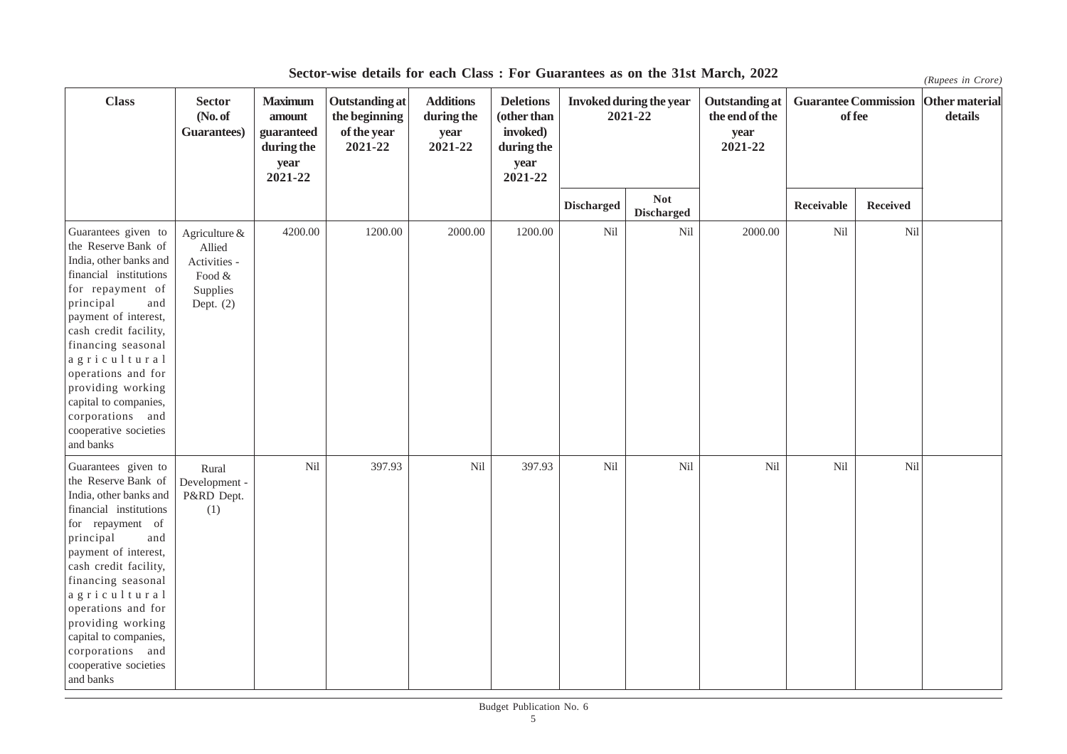## Sector-wise details for each Class : For Guarantees as on the 31st March, 2022

*(Rupees in Crore)*

| Class | Sector (No. of Guarantees) | Maximum amount guaranteed during the year 2021-22 | Outstanding at the beginning of the year 2021-22 | Additions during the year 2021-22 | Deletions (other than invoked) during the year 2021-22 | Invoked during the year 2021-22 | | Outstanding at the end of the year 2021-22 | Guarantee Commission of fee | | Other material details |
|---|---|---|---|---|---|---|---|---|---|---|---|
| | | | | | | Discharged | Not Discharged | | Receivable | Received | |
| Guarantees given to the Reserve Bank of India, other banks and financial institutions for repayment of principal and payment of interest, cash credit facility, financing seasonal agricultural operations and for providing working capital to companies, corporations and cooperative societies and banks | Agriculture & Allied Activities - Food & Supplies Dept. (2) | 4200.00 | 1200.00 | 2000.00 | 1200.00 | Nil | Nil | 2000.00 | Nil | Nil | |
| Guarantees given to the Reserve Bank of India, other banks and financial institutions for repayment of principal and payment of interest, cash credit facility, financing seasonal agricultural operations and for providing working capital to companies, corporations and cooperative societies and banks | Rural Development - P&RD Dept. (1) | Nil | 397.93 | Nil | 397.93 | Nil | Nil | Nil | Nil | Nil | |

Budget Publication No. 6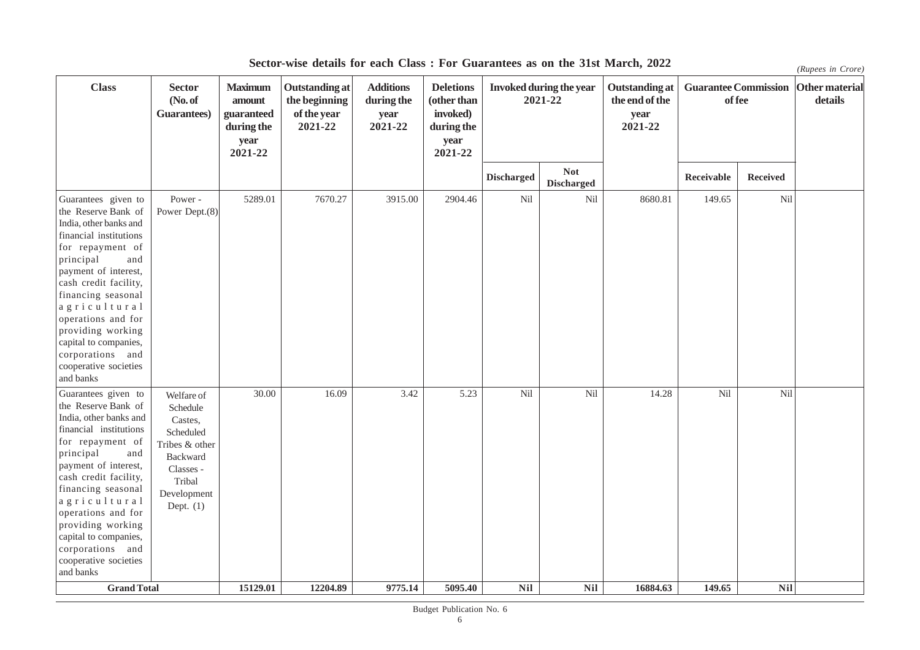## Sector-wise details for each Class : For Guarantees as on the 31st March, 2022

*(Rupees in Crore)*

| Class | Sector (No. of Guarantees) | Maximum amount guaranteed during the year 2021-22 | Outstanding at the beginning of the year 2021-22 | Additions during the year 2021-22 | Deletions (other than invoked) during the year 2021-22 | Invoked during the year 2021-22 | | Outstanding at the end of the year 2021-22 | Guarantee Commission of fee | | Other material details |
|---|---|---|---|---|---|---|---|---|---|---|---|
| | | | | | | Discharged | Not Discharged | | Receivable | Received | |
| Guarantees given to the Reserve Bank of India, other banks and financial institutions for repayment of principal and payment of interest, cash credit facility, financing seasonal agricultural operations and for providing working capital to companies, corporations and cooperative societies and banks | Power - Power Dept.(8) | 5289.01 | 7670.27 | 3915.00 | 2904.46 | Nil | Nil | 8680.81 | 149.65 | Nil | |
| Guarantees given to the Reserve Bank of India, other banks and financial institutions for repayment of principal and payment of interest, cash credit facility, financing seasonal agricultural operations and for providing working capital to companies, corporations and cooperative societies and banks | Welfare of Schedule Castes, Scheduled Tribes & other Backward Classes - Tribal Development Dept. (1) | 30.00 | 16.09 | 3.42 | 5.23 | Nil | Nil | 14.28 | Nil | Nil | |
| **Grand Total** | | **15129.01** | **12204.89** | **9775.14** | **5095.40** | **Nil** | **Nil** | **16884.63** | **149.65** | **Nil** | |

Budget Publication No. 6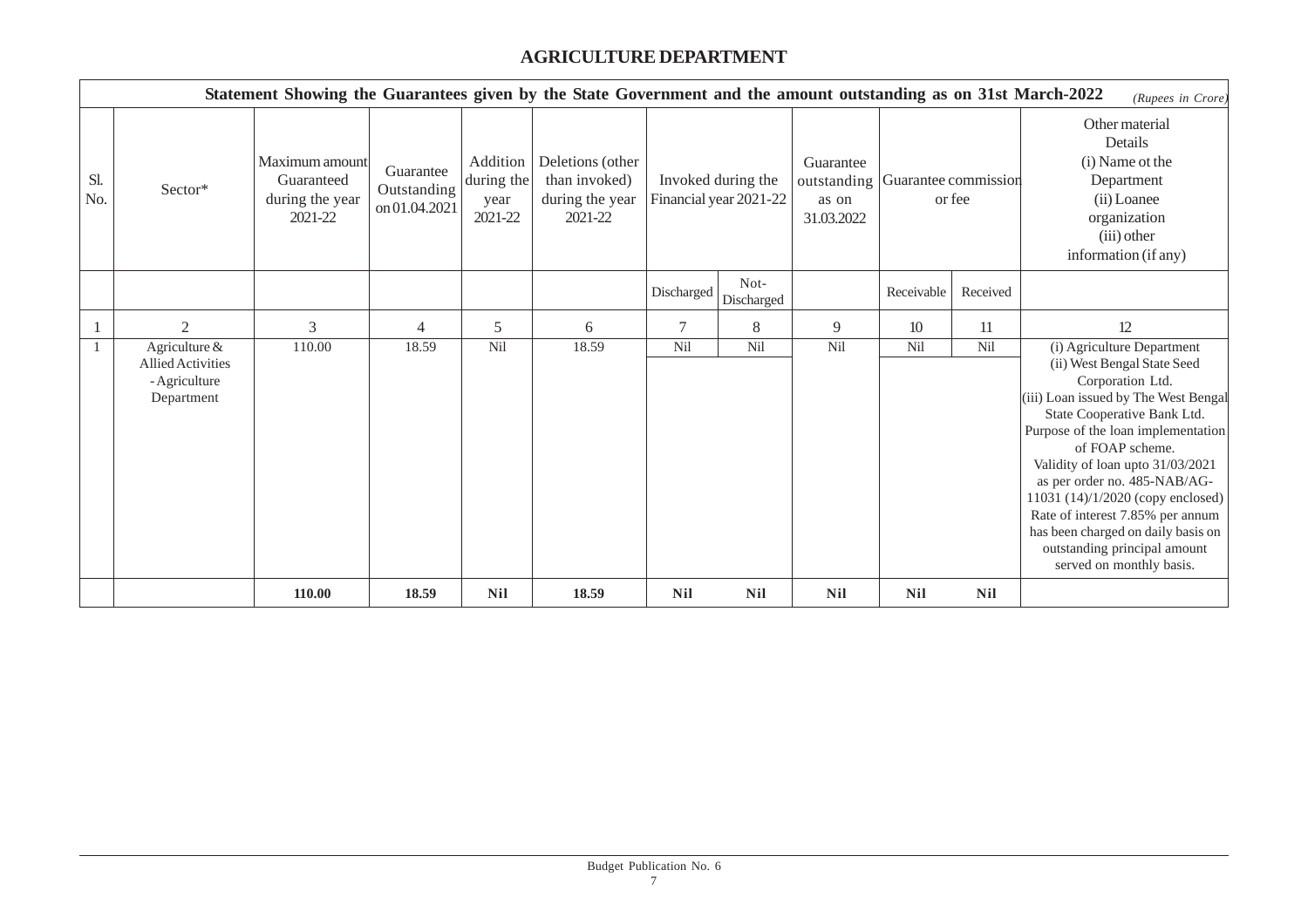# AGRICULTURE DEPARTMENT

| Statement Showing the Guarantees given by the State Government and the amount outstanding as on 31st March-2022 *(Rupees in Crore)* | | | | | | | | | | | |
|---|---|---|---|---|---|---|---|---|---|---|---|
| Sl. No. | Sector* | Maximum amount Guaranteed during the year 2021-22 | Guarantee Outstanding on 01.04.2021 | Addition during the year 2021-22 | Deletions (other than invoked) during the year 2021-22 | Invoked during the Financial year 2021-22 | | Guarantee outstanding as on 31.03.2022 | Guarantee commission or fee | | Other material Details (i) Name ot the Department (ii) Loanee organization (iii) other information (if any) |
| | | | | | | Discharged | Not-Discharged | | Receivable | Received | |
| 1 | 2 | 3 | 4 | 5 | 6 | 7 | 8 | 9 | 10 | 11 | 12 |
| 1 | Agriculture & Allied Activities - Agriculture Department | 110.00 | 18.59 | Nil | 18.59 | Nil | Nil | Nil | Nil | Nil | (i) Agriculture Department (ii) West Bengal State Seed Corporation Ltd. (iii) Loan issued by The West Bengal State Cooperative Bank Ltd. Purpose of the loan implementation of FOAP scheme. Validity of loan upto 31/03/2021 as per order no. 485-NAB/AG-11031 (14)/1/2020 (copy enclosed) Rate of interest 7.85% per annum has been charged on daily basis on outstanding principal amount served on monthly basis. |
| | | **110.00** | **18.59** | **Nil** | **18.59** | **Nil** | **Nil** | **Nil** | **Nil** | **Nil** | |

Budget Publication No. 6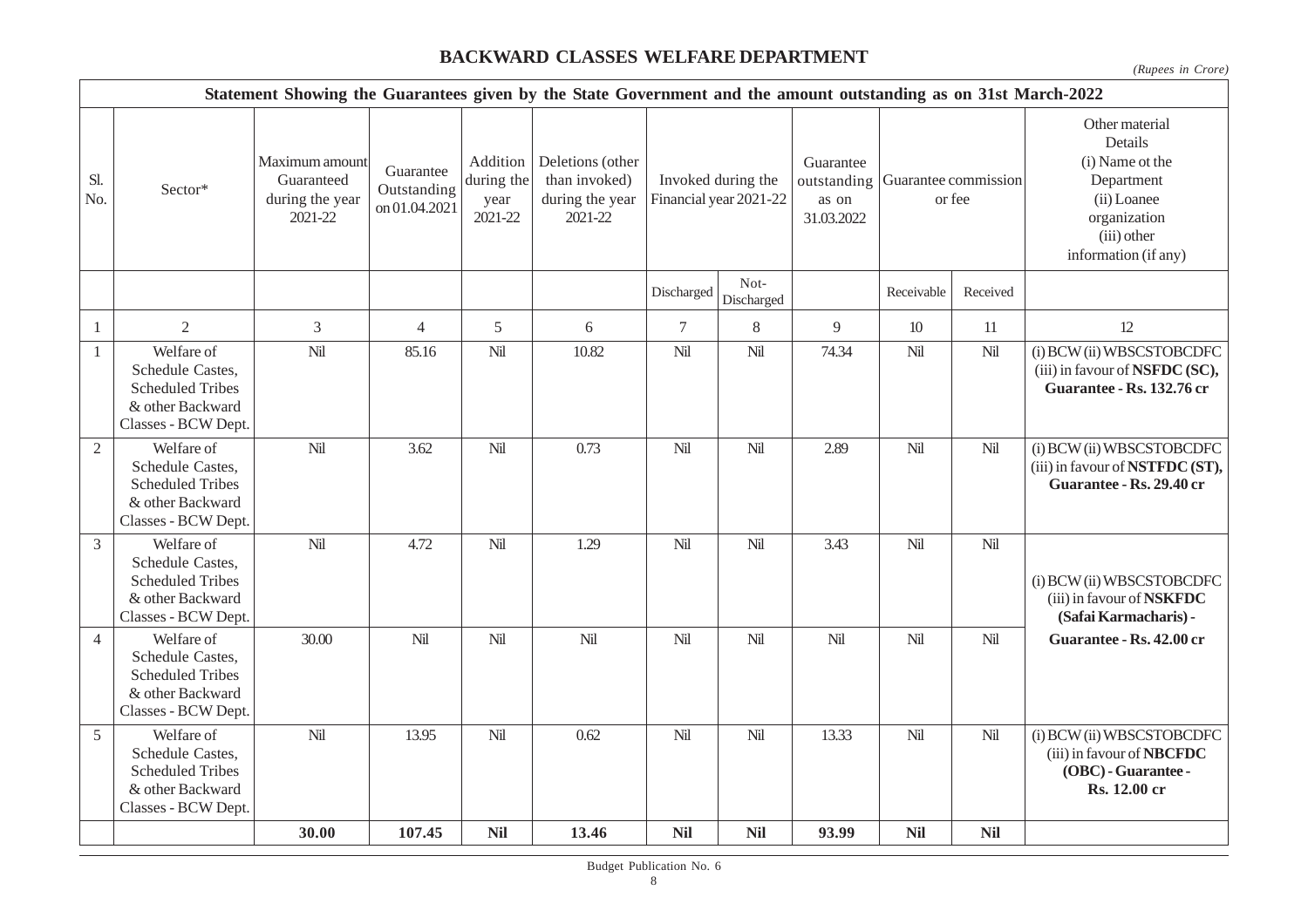## BACKWARD CLASSES WELFARE DEPARTMENT

*(Rupees in Crore)*

**Statement Showing the Guarantees given by the State Government and the amount outstanding as on 31st March-2022**

| Sl. No. | Sector* | Maximum amount Guaranteed during the year 2021-22 | Guarantee Outstanding on 01.04.2021 | Addition during the year 2021-22 | Deletions (other than invoked) during the year 2021-22 | Invoked during the Financial year 2021-22 | | Guarantee outstanding as on 31.03.2022 | Guarantee commission or fee | | Other material Details (i) Name ot the Department (ii) Loanee organization (iii) other information (if any) |
|---|---|---|---|---|---|---|---|---|---|---|---|
| | | | | | | Discharged | Not-Discharged | | Receivable | Received | |
| 1 | 2 | 3 | 4 | 5 | 6 | 7 | 8 | 9 | 10 | 11 | 12 |
| 1 | Welfare of Schedule Castes, Scheduled Tribes & other Backward Classes - BCW Dept. | Nil | 85.16 | Nil | 10.82 | Nil | Nil | 74.34 | Nil | Nil | (i) BCW (ii) WBSCSTOBCDFC (iii) in favour of **NSFDC (SC), Guarantee - Rs. 132.76 cr** |
| 2 | Welfare of Schedule Castes, Scheduled Tribes & other Backward Classes - BCW Dept. | Nil | 3.62 | Nil | 0.73 | Nil | Nil | 2.89 | Nil | Nil | (i) BCW (ii) WBSCSTOBCDFC (iii) in favour of **NSTFDC (ST), Guarantee - Rs. 29.40 cr** |
| 3 | Welfare of Schedule Castes, Scheduled Tribes & other Backward Classes - BCW Dept. | Nil | 4.72 | Nil | 1.29 | Nil | Nil | 3.43 | Nil | Nil | (i) BCW (ii) WBSCSTOBCDFC (iii) in favour of **NSKFDC (Safai Karmacharis) - Guarantee - Rs. 42.00 cr** |
| 4 | Welfare of Schedule Castes, Scheduled Tribes & other Backward Classes - BCW Dept. | 30.00 | Nil | Nil | Nil | Nil | Nil | Nil | Nil | Nil | |
| 5 | Welfare of Schedule Castes, Scheduled Tribes & other Backward Classes - BCW Dept. | Nil | 13.95 | Nil | 0.62 | Nil | Nil | 13.33 | Nil | Nil | (i) BCW (ii) WBSCSTOBCDFC (iii) in favour of **NBCFDC (OBC) - Guarantee - Rs. 12.00 cr** |
| | | **30.00** | **107.45** | **Nil** | **13.46** | **Nil** | **Nil** | **93.99** | **Nil** | **Nil** | |

Budget Publication No. 6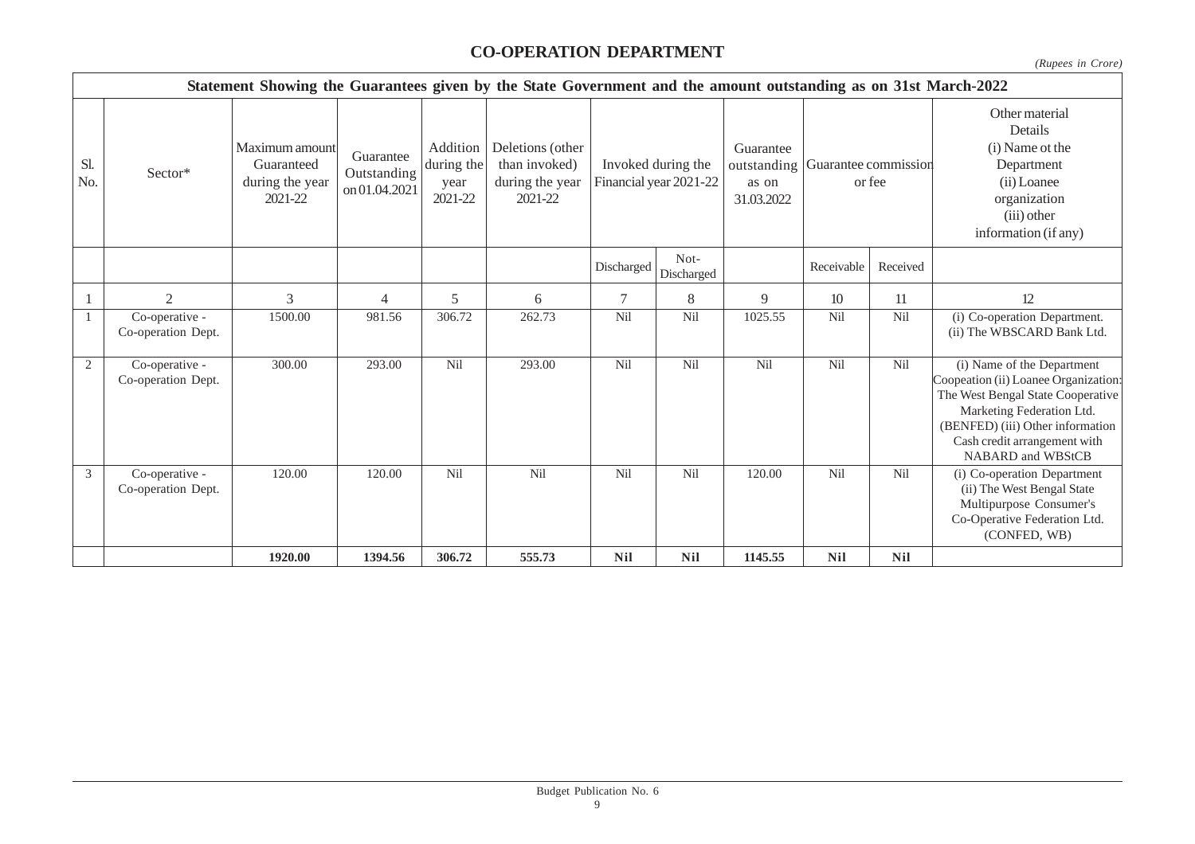# CO-OPERATION DEPARTMENT

*(Rupees in Crore)*

| Statement Showing the Guarantees given by the State Government and the amount outstanding as on 31st March-2022 | | | | | | | | | | | |
|---|---|---|---|---|---|---|---|---|---|---|---|
| Sl. No. | Sector* | Maximum amount Guaranteed during the year 2021-22 | Guarantee Outstanding on 01.04.2021 | Addition during the year 2021-22 | Deletions (other than invoked) during the year 2021-22 | Invoked during the Financial year 2021-22 | | Guarantee outstanding as on 31.03.2022 | Guarantee commission or fee | | Other material Details (i) Name ot the Department (ii) Loanee organization (iii) other information (if any) |
| | | | | | | Discharged | Not-Discharged | | Receivable | Received | |
| 1 | 2 | 3 | 4 | 5 | 6 | 7 | 8 | 9 | 10 | 11 | 12 |
| 1 | Co-operative - Co-operation Dept. | 1500.00 | 981.56 | 306.72 | 262.73 | Nil | Nil | 1025.55 | Nil | Nil | (i) Co-operation Department. (ii) The WBSCARD Bank Ltd. |
| 2 | Co-operative - Co-operation Dept. | 300.00 | 293.00 | Nil | 293.00 | Nil | Nil | Nil | Nil | Nil | (i) Name of the Department Coopeation (ii) Loanee Organization: The West Bengal State Cooperative Marketing Federation Ltd. (BENFED) (iii) Other information Cash credit arrangement with NABARD and WBStCB |
| 3 | Co-operative - Co-operation Dept. | 120.00 | 120.00 | Nil | Nil | Nil | Nil | 120.00 | Nil | Nil | (i) Co-operation Department (ii) The West Bengal State Multipurpose Consumer's Co-Operative Federation Ltd. (CONFED, WB) |
| | | **1920.00** | **1394.56** | **306.72** | **555.73** | **Nil** | **Nil** | **1145.55** | **Nil** | **Nil** | |

Budget Publication No. 6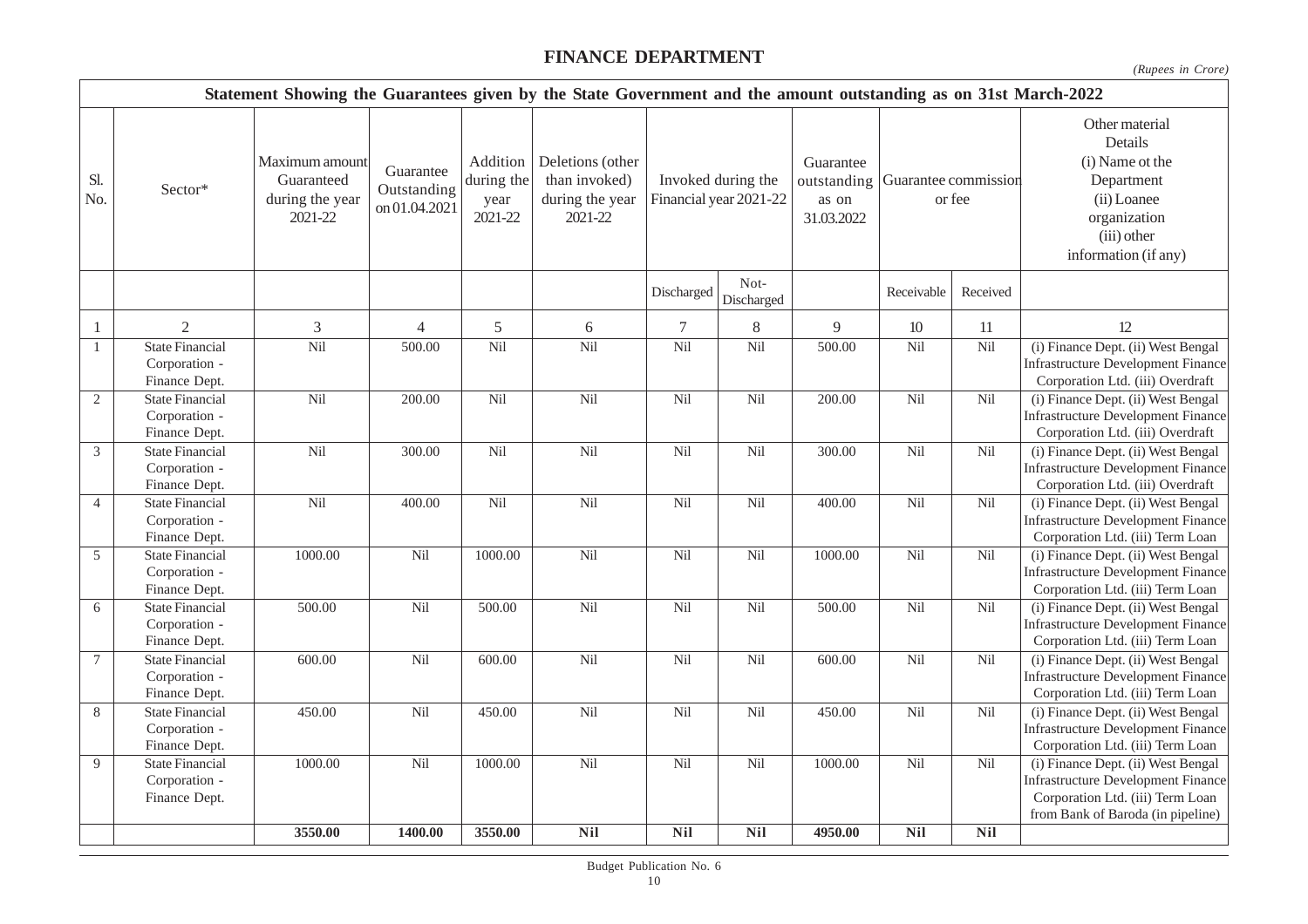## FINANCE DEPARTMENT

*(Rupees in Crore)*

**Statement Showing the Guarantees given by the State Government and the amount outstanding as on 31st March-2022**

| Sl. No. | Sector* | Maximum amount Guaranteed during the year 2021-22 | Guarantee Outstanding on 01.04.2021 | Addition during the year 2021-22 | Deletions (other than invoked) during the year 2021-22 | Invoked during the Financial year 2021-22 | | Guarantee outstanding as on 31.03.2022 | Guarantee commission or fee | | Other material Details (i) Name ot the Department (ii) Loanee organization (iii) other information (if any) |
|---|---|---|---|---|---|---|---|---|---|---|---|
| | | | | | | Discharged | Not-Discharged | | Receivable | Received | |
| 1 | 2 | 3 | 4 | 5 | 6 | 7 | 8 | 9 | 10 | 11 | 12 |
| 1 | State Financial Corporation - Finance Dept. | Nil | 500.00 | Nil | Nil | Nil | Nil | 500.00 | Nil | Nil | (i) Finance Dept. (ii) West Bengal Infrastructure Development Finance Corporation Ltd. (iii) Overdraft |
| 2 | State Financial Corporation - Finance Dept. | Nil | 200.00 | Nil | Nil | Nil | Nil | 200.00 | Nil | Nil | (i) Finance Dept. (ii) West Bengal Infrastructure Development Finance Corporation Ltd. (iii) Overdraft |
| 3 | State Financial Corporation - Finance Dept. | Nil | 300.00 | Nil | Nil | Nil | Nil | 300.00 | Nil | Nil | (i) Finance Dept. (ii) West Bengal Infrastructure Development Finance Corporation Ltd. (iii) Overdraft |
| 4 | State Financial Corporation - Finance Dept. | Nil | 400.00 | Nil | Nil | Nil | Nil | 400.00 | Nil | Nil | (i) Finance Dept. (ii) West Bengal Infrastructure Development Finance Corporation Ltd. (iii) Term Loan |
| 5 | State Financial Corporation - Finance Dept. | 1000.00 | Nil | 1000.00 | Nil | Nil | Nil | 1000.00 | Nil | Nil | (i) Finance Dept. (ii) West Bengal Infrastructure Development Finance Corporation Ltd. (iii) Term Loan |
| 6 | State Financial Corporation - Finance Dept. | 500.00 | Nil | 500.00 | Nil | Nil | Nil | 500.00 | Nil | Nil | (i) Finance Dept. (ii) West Bengal Infrastructure Development Finance Corporation Ltd. (iii) Term Loan |
| 7 | State Financial Corporation - Finance Dept. | 600.00 | Nil | 600.00 | Nil | Nil | Nil | 600.00 | Nil | Nil | (i) Finance Dept. (ii) West Bengal Infrastructure Development Finance Corporation Ltd. (iii) Term Loan |
| 8 | State Financial Corporation - Finance Dept. | 450.00 | Nil | 450.00 | Nil | Nil | Nil | 450.00 | Nil | Nil | (i) Finance Dept. (ii) West Bengal Infrastructure Development Finance Corporation Ltd. (iii) Term Loan |
| 9 | State Financial Corporation - Finance Dept. | 1000.00 | Nil | 1000.00 | Nil | Nil | Nil | 1000.00 | Nil | Nil | (i) Finance Dept. (ii) West Bengal Infrastructure Development Finance Corporation Ltd. (iii) Term Loan from Bank of Baroda (in pipeline) |
| | | **3550.00** | **1400.00** | **3550.00** | **Nil** | **Nil** | **Nil** | **4950.00** | **Nil** | **Nil** | |

Budget Publication No. 6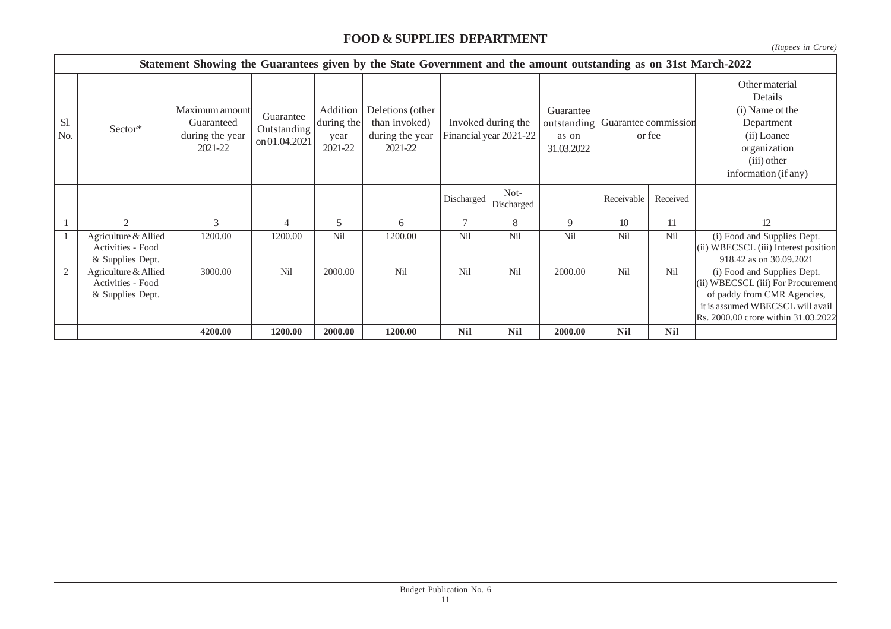## FOOD & SUPPLIES DEPARTMENT

*(Rupees in Crore)*

**Statement Showing the Guarantees given by the State Government and the amount outstanding as on 31st March-2022**

| Sl. No. | Sector* | Maximum amount Guaranteed during the year 2021-22 | Guarantee Outstanding on 01.04.2021 | Addition during the year 2021-22 | Deletions (other than invoked) during the year 2021-22 | Invoked during the Financial year 2021-22 | | Guarantee outstanding as on 31.03.2022 | Guarantee commission or fee | | Other material Details (i) Name ot the Department (ii) Loanee organization (iii) other information (if any) |
|---|---|---|---|---|---|---|---|---|---|---|---|
| | | | | | | Discharged | Not-Discharged | | Receivable | Received | |
| 1 | 2 | 3 | 4 | 5 | 6 | 7 | 8 | 9 | 10 | 11 | 12 |
| 1 | Agriculture & Allied Activities - Food & Supplies Dept. | 1200.00 | 1200.00 | Nil | 1200.00 | Nil | Nil | Nil | Nil | Nil | (i) Food and Supplies Dept. (ii) WBECSCL (iii) Interest position 918.42 as on 30.09.2021 |
| 2 | Agriculture & Allied Activities - Food & Supplies Dept. | 3000.00 | Nil | 2000.00 | Nil | Nil | Nil | 2000.00 | Nil | Nil | (i) Food and Supplies Dept. (ii) WBECSCL (iii) For Procurement of paddy from CMR Agencies, it is assumed WBECSCL will avail Rs. 2000.00 crore within 31.03.2022 |
| | | **4200.00** | **1200.00** | **2000.00** | **1200.00** | **Nil** | **Nil** | **2000.00** | **Nil** | **Nil** | |

Budget Publication No. 6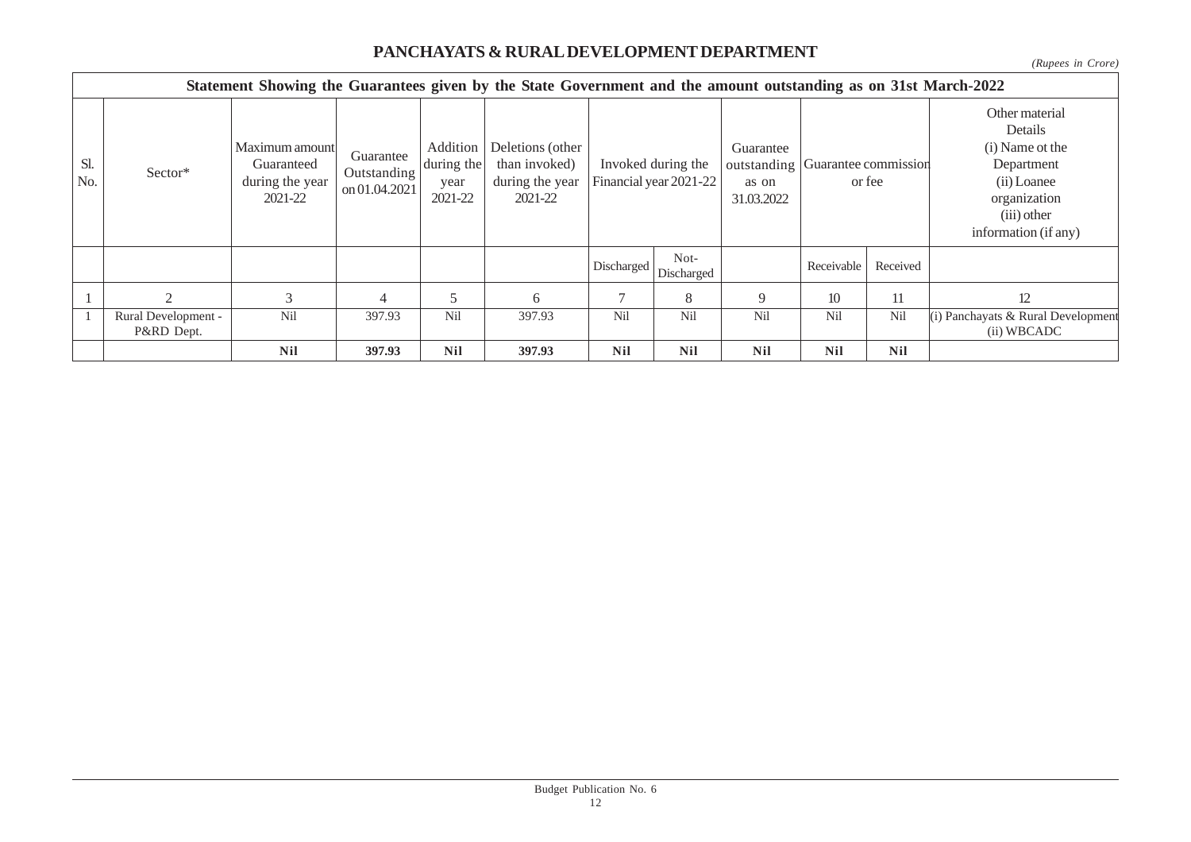# PANCHAYATS & RURAL DEVELOPMENT DEPARTMENT

*(Rupees in Crore)*

**Statement Showing the Guarantees given by the State Government and the amount outstanding as on 31st March-2022**

| Sl. No. | Sector* | Maximum amount Guaranteed during the year 2021-22 | Guarantee Outstanding on 01.04.2021 | Addition during the year 2021-22 | Deletions (other than invoked) during the year 2021-22 | Invoked during the Financial year 2021-22 | | Guarantee outstanding as on 31.03.2022 | Guarantee commission or fee | | Other material Details (i) Name ot the Department (ii) Loanee organization (iii) other information (if any) |
|---|---|---|---|---|---|---|---|---|---|---|---|
| | | | | | | Discharged | Not-Discharged | | Receivable | Received | |
| 1 | 2 | 3 | 4 | 5 | 6 | 7 | 8 | 9 | 10 | 11 | 12 |
| 1 | Rural Development - P&RD Dept. | Nil | 397.93 | Nil | 397.93 | Nil | Nil | Nil | Nil | Nil | (i) Panchayats & Rural Development (ii) WBCADC |
| | | **Nil** | **397.93** | **Nil** | **397.93** | **Nil** | **Nil** | **Nil** | **Nil** | **Nil** | |

Budget Publication No. 6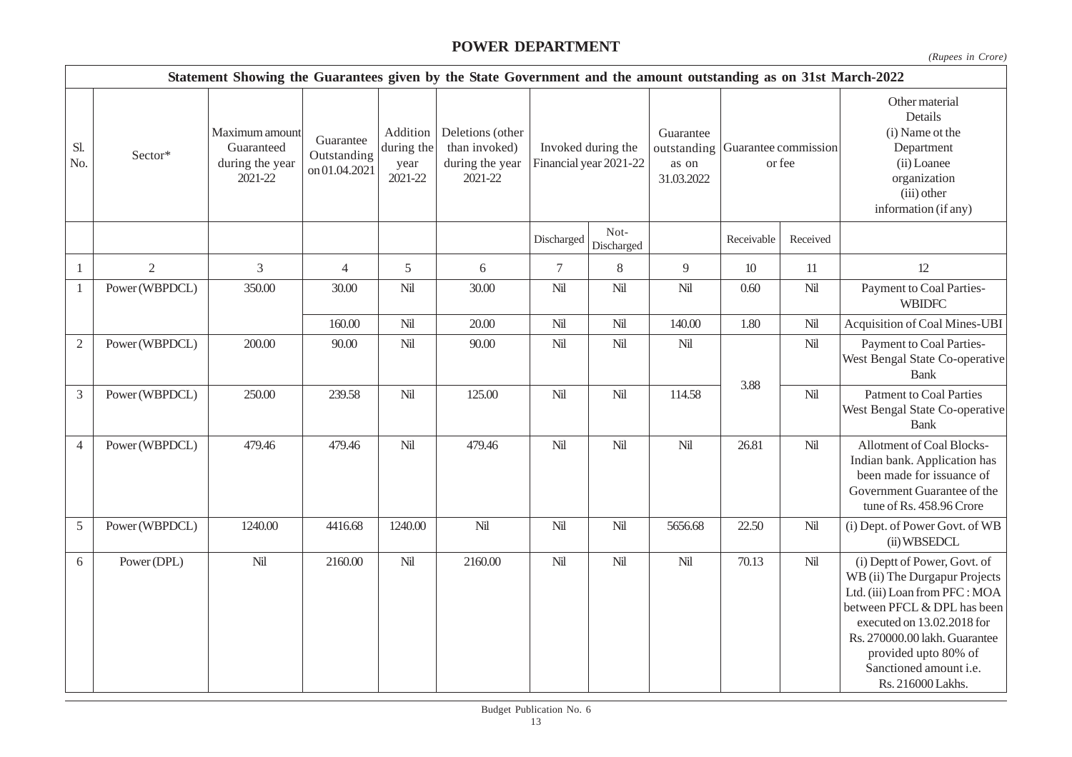# POWER DEPARTMENT

*(Rupees in Crore)*

**Statement Showing the Guarantees given by the State Government and the amount outstanding as on 31st March-2022**

| Sl. No. | Sector* | Maximum amount Guaranteed during the year 2021-22 | Guarantee Outstanding on 01.04.2021 | Addition during the year 2021-22 | Deletions (other than invoked) during the year 2021-22 | Invoked during the Financial year 2021-22 | | Guarantee outstanding as on 31.03.2022 | Guarantee commission or fee | | Other material Details (i) Name ot the Department (ii) Loanee organization (iii) other information (if any) |
|---|---|---|---|---|---|---|---|---|---|---|---|
| | | | | | | Discharged | Not-Discharged | | Receivable | Received | |
| 1 | 2 | 3 | 4 | 5 | 6 | 7 | 8 | 9 | 10 | 11 | 12 |
| 1 | Power (WBPDCL) | 350.00 | 30.00 | Nil | 30.00 | Nil | Nil | Nil | 0.60 | Nil | Payment to Coal Parties-WBIDFC |
| | | | 160.00 | Nil | 20.00 | Nil | Nil | 140.00 | 1.80 | Nil | Acquisition of Coal Mines-UBI |
| 2 | Power (WBPDCL) | 200.00 | 90.00 | Nil | 90.00 | Nil | Nil | Nil | 3.88 | Nil | Payment to Coal Parties-West Bengal State Co-operative Bank |
| 3 | Power (WBPDCL) | 250.00 | 239.58 | Nil | 125.00 | Nil | Nil | 114.58 | | Nil | Patment to Coal Parties West Bengal State Co-operative Bank |
| 4 | Power (WBPDCL) | 479.46 | 479.46 | Nil | 479.46 | Nil | Nil | Nil | 26.81 | Nil | Allotment of Coal Blocks-Indian bank. Application has been made for issuance of Government Guarantee of the tune of Rs. 458.96 Crore |
| 5 | Power (WBPDCL) | 1240.00 | 4416.68 | 1240.00 | Nil | Nil | Nil | 5656.68 | 22.50 | Nil | (i) Dept. of Power Govt. of WB (ii) WBSEDCL |
| 6 | Power (DPL) | Nil | 2160.00 | Nil | 2160.00 | Nil | Nil | Nil | 70.13 | Nil | (i) Deptt of Power, Govt. of WB (ii) The Durgapur Projects Ltd. (iii) Loan from PFC : MOA between PFCL & DPL has been executed on 13.02.2018 for Rs. 270000.00 lakh. Guarantee provided upto 80% of Sanctioned amount i.e. Rs. 216000 Lakhs. |

Budget Publication No. 6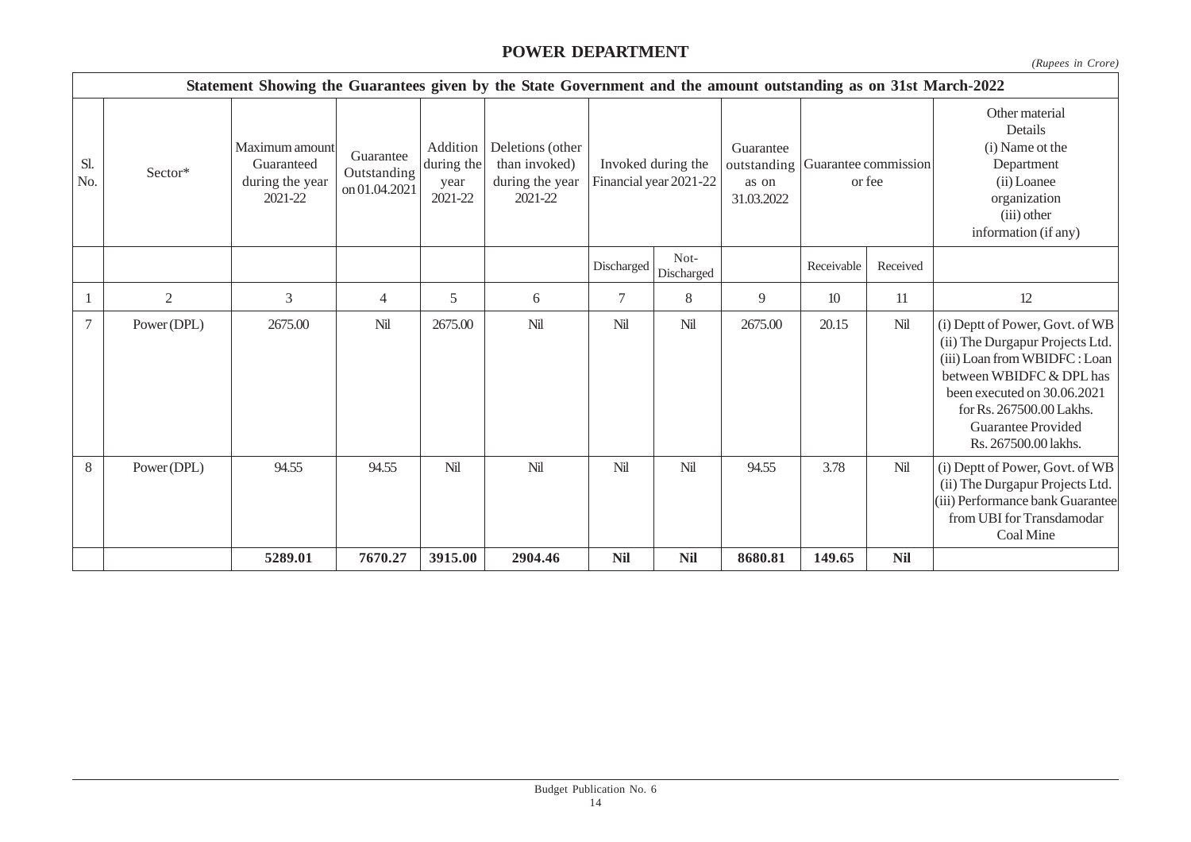## POWER DEPARTMENT

*(Rupees in Crore)*

| Statement Showing the Guarantees given by the State Government and the amount outstanding as on 31st March-2022 | | | | | | | | | | | |
|---|---|---|---|---|---|---|---|---|---|---|---|
| Sl. No. | Sector* | Maximum amount Guaranteed during the year 2021-22 | Guarantee Outstanding on 01.04.2021 | Addition during the year 2021-22 | Deletions (other than invoked) during the year 2021-22 | Invoked during the Financial year 2021-22 | | Guarantee outstanding as on 31.03.2022 | Guarantee commission or fee | | Other material Details (i) Name ot the Department (ii) Loanee organization (iii) other information (if any) |
| | | | | | | Discharged | Not-Discharged | | Receivable | Received | |
| 1 | 2 | 3 | 4 | 5 | 6 | 7 | 8 | 9 | 10 | 11 | 12 |
| 7 | Power (DPL) | 2675.00 | Nil | 2675.00 | Nil | Nil | Nil | 2675.00 | 20.15 | Nil | (i) Deptt of Power, Govt. of WB (ii) The Durgapur Projects Ltd. (iii) Loan from WBIDFC : Loan between WBIDFC & DPL has been executed on 30.06.2021 for Rs. 267500.00 Lakhs. Guarantee Provided Rs. 267500.00 lakhs. |
| 8 | Power (DPL) | 94.55 | 94.55 | Nil | Nil | Nil | Nil | 94.55 | 3.78 | Nil | (i) Deptt of Power, Govt. of WB (ii) The Durgapur Projects Ltd. (iii) Performance bank Guarantee from UBI for Transdamodar Coal Mine |
| | | **5289.01** | **7670.27** | **3915.00** | **2904.46** | **Nil** | **Nil** | **8680.81** | **149.65** | **Nil** | |

Budget Publication No. 6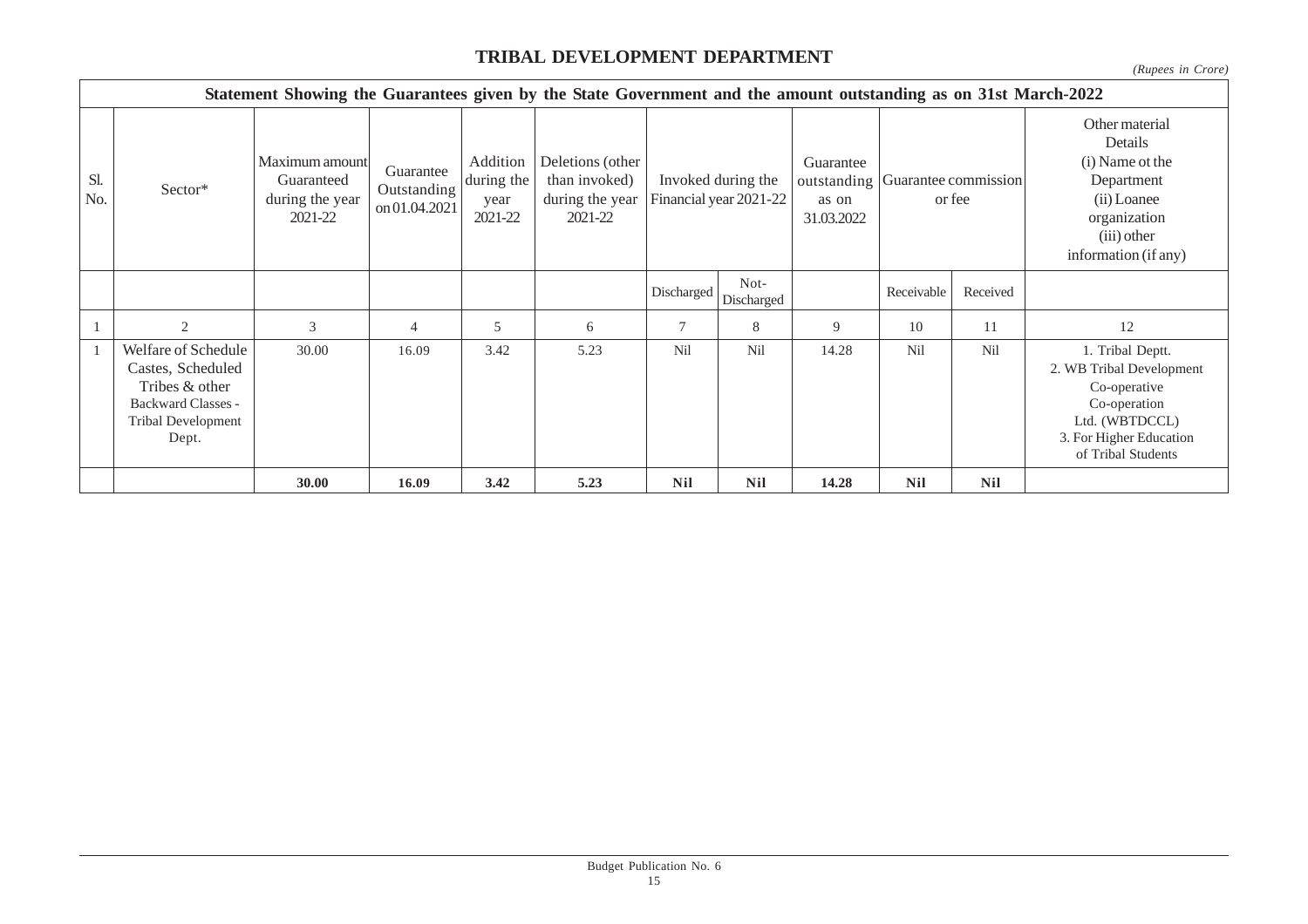## TRIBAL DEVELOPMENT DEPARTMENT

*(Rupees in Crore)*

| Statement Showing the Guarantees given by the State Government and the amount outstanding as on 31st March-2022 | | | | | | | | | | | |
|---|---|---|---|---|---|---|---|---|---|---|---|
| Sl. No. | Sector* | Maximum amount Guaranteed during the year 2021-22 | Guarantee Outstanding on 01.04.2021 | Addition during the year 2021-22 | Deletions (other than invoked) during the year 2021-22 | Invoked during the Financial year 2021-22 | | Guarantee outstanding as on 31.03.2022 | Guarantee commission or fee | | Other material Details (i) Name ot the Department (ii) Loanee organization (iii) other information (if any) |
| | | | | | | Discharged | Not-Discharged | | Receivable | Received | |
| 1 | 2 | 3 | 4 | 5 | 6 | 7 | 8 | 9 | 10 | 11 | 12 |
| 1 | Welfare of Schedule Castes, Scheduled Tribes & other Backward Classes - Tribal Development Dept. | 30.00 | 16.09 | 3.42 | 5.23 | Nil | Nil | 14.28 | Nil | Nil | 1. Tribal Deptt. 2. WB Tribal Development Co-operative Co-operation Ltd. (WBTDCCL) 3. For Higher Education of Tribal Students |
| | | **30.00** | **16.09** | **3.42** | **5.23** | **Nil** | **Nil** | **14.28** | **Nil** | **Nil** | |

Budget Publication No. 6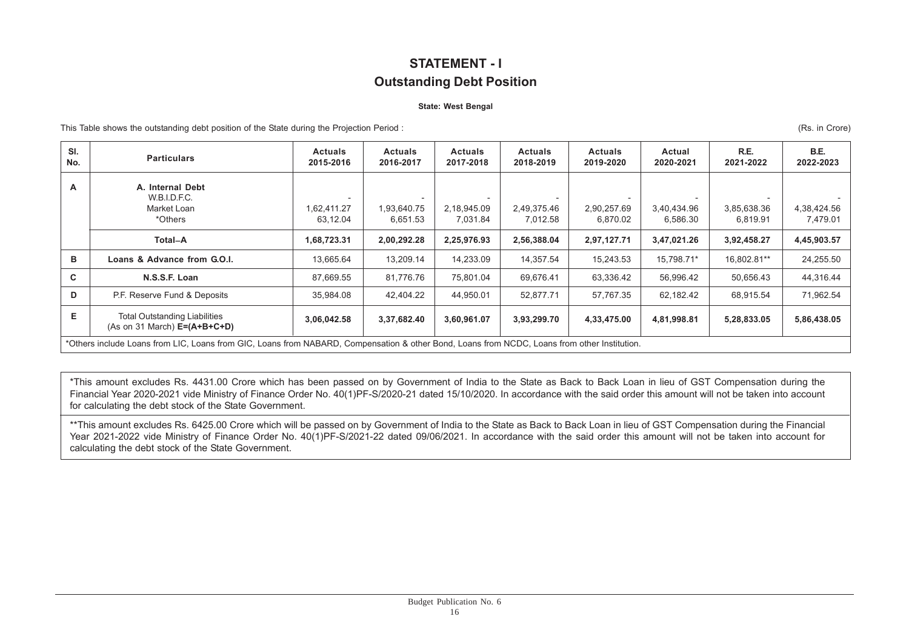# STATEMENT - I

## Outstanding Debt Position

**State: West Bengal**

This Table shows the outstanding debt position of the State during the Projection Period : (Rs. in Crore)

| Sl. No. | Particulars | Actuals 2015-2016 | Actuals 2016-2017 | Actuals 2017-2018 | Actuals 2018-2019 | Actuals 2019-2020 | Actual 2020-2021 | R.E. 2021-2022 | B.E. 2022-2023 |
|---|---|---|---|---|---|---|---|---|---|
| A | **A. Internal Debt** | | | | | | | | |
| | W.B.I.D.F.C. | - | - | - | - | - | - | - | - |
| | Market Loan | 1,62,411.27 | 1,93,640.75 | 2,18,945.09 | 2,49,375.46 | 2,90,257.69 | 3,40,434.96 | 3,85,638.36 | 4,38,424.56 |
| | *Others | 63,12.04 | 6,651.53 | 7,031.84 | 7,012.58 | 6,870.02 | 6,586.30 | 6,819.91 | 7,479.01 |
| | **Total–A** | **1,68,723.31** | **2,00,292.28** | **2,25,976.93** | **2,56,388.04** | **2,97,127.71** | **3,47,021.26** | **3,92,458.27** | **4,45,903.57** |
| B | **Loans & Advance from G.O.I.** | 13,665.64 | 13,209.14 | 14,233.09 | 14,357.54 | 15,243.53 | 15,798.71* | 16,802.81** | 24,255.50 |
| C | **N.S.S.F. Loan** | 87,669.55 | 81,776.76 | 75,801.04 | 69,676.41 | 63,336.42 | 56,996.42 | 50,656.43 | 44,316.44 |
| D | P.F. Reserve Fund & Deposits | 35,984.08 | 42,404.22 | 44,950.01 | 52,877.71 | 57,767.35 | 62,182.42 | 68,915.54 | 71,962.54 |
| E | Total Outstanding Liabilities (As on 31 March) **E=(A+B+C+D)** | **3,06,042.58** | **3,37,682.40** | **3,60,961.07** | **3,93,299.70** | **4,33,475.00** | **4,81,998.81** | **5,28,833.05** | **5,86,438.05** |

*Others include Loans from LIC, Loans from GIC, Loans from NABARD, Compensation & other Bond, Loans from NCDC, Loans from other Institution.

*This amount excludes Rs. 4431.00 Crore which has been passed on by Government of India to the State as Back to Back Loan in lieu of GST Compensation during the Financial Year 2020-2021 vide Ministry of Finance Order No. 40(1)PF-S/2020-21 dated 15/10/2020. In accordance with the said order this amount will not be taken into account for calculating the debt stock of the State Government.

**This amount excludes Rs. 6425.00 Crore which will be passed on by Government of India to the State as Back to Back Loan in lieu of GST Compensation during the Financial Year 2021-2022 vide Ministry of Finance Order No. 40(1)PF-S/2021-22 dated 09/06/2021. In accordance with the said order this amount will not be taken into account for calculating the debt stock of the State Government.

Budget Publication No. 6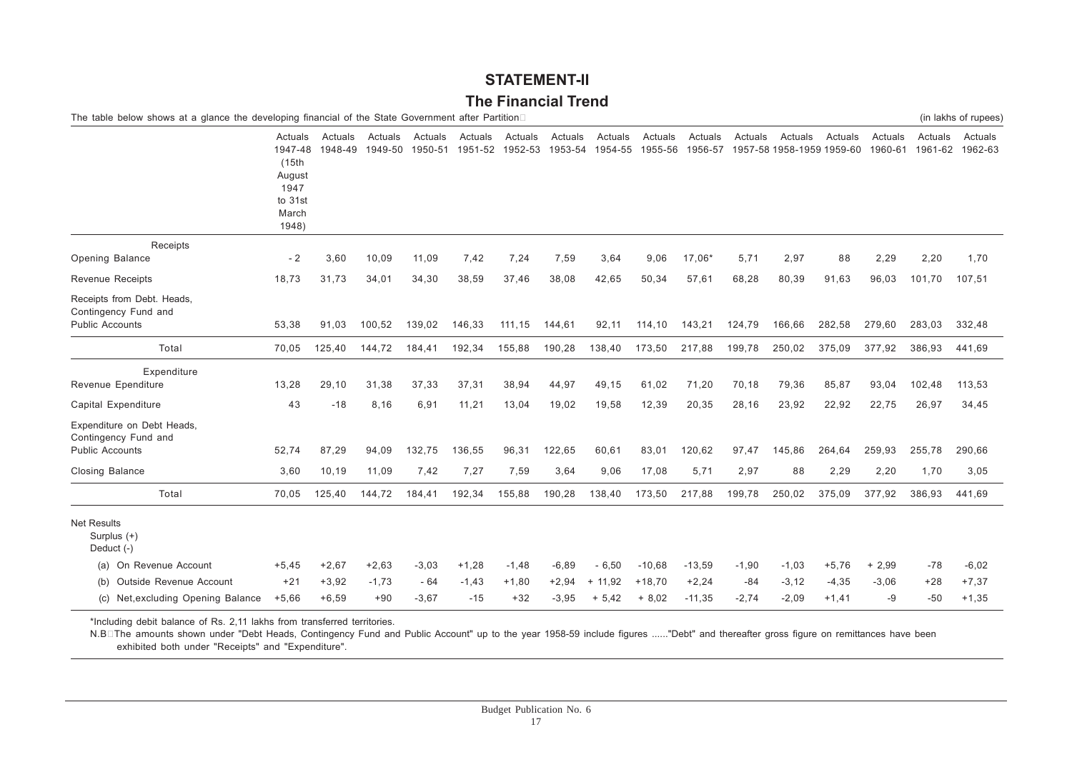# STATEMENT-II

## The Financial Trend

The table below shows at a glance the developing financial of the State Government after Partition (in lakhs of rupees)

| | Actuals 1947-48 (15th August 1947 to 31st March 1948) | Actuals 1948-49 | Actuals 1949-50 | Actuals 1950-51 | Actuals 1951-52 | Actuals 1952-53 | Actuals 1953-54 | Actuals 1954-55 | Actuals 1955-56 | Actuals 1956-57 | Actuals 1957-58 | Actuals 1958-1959 | Actuals 1959-60 | Actuals 1960-61 | Actuals 1961-62 | Actuals 1962-63 |
|---|---|---|---|---|---|---|---|---|---|---|---|---|---|---|---|---|
| Receipts | | | | | | | | | | | | | | | | |
| Opening Balance | - 2 | 3,60 | 10,09 | 11,09 | 7,42 | 7,24 | 7,59 | 3,64 | 9,06 | 17,06* | 5,71 | 2,97 | 88 | 2,29 | 2,20 | 1,70 |
| Revenue Receipts | 18,73 | 31,73 | 34,01 | 34,30 | 38,59 | 37,46 | 38,08 | 42,65 | 50,34 | 57,61 | 68,28 | 80,39 | 91,63 | 96,03 | 101,70 | 107,51 |
| Receipts from Debt. Heads, Contingency Fund and Public Accounts | 53,38 | 91,03 | 100,52 | 139,02 | 146,33 | 111,15 | 144,61 | 92,11 | 114,10 | 143,21 | 124,79 | 166,66 | 282,58 | 279,60 | 283,03 | 332,48 |
| Total | 70,05 | 125,40 | 144,72 | 184,41 | 192,34 | 155,88 | 190,28 | 138,40 | 173,50 | 217,88 | 199,78 | 250,02 | 375,09 | 377,92 | 386,93 | 441,69 |
| Expenditure | | | | | | | | | | | | | | | | |
| Revenue Expenditure | 13,28 | 29,10 | 31,38 | 37,33 | 37,31 | 38,94 | 44,97 | 49,15 | 61,02 | 71,20 | 70,18 | 79,36 | 85,87 | 93,04 | 102,48 | 113,53 |
| Capital Expenditure | 43 | -18 | 8,16 | 6,91 | 11,21 | 13,04 | 19,02 | 19,58 | 12,39 | 20,35 | 28,16 | 23,92 | 22,92 | 22,75 | 26,97 | 34,45 |
| Expenditure on Debt Heads, Contingency Fund and Public Accounts | 52,74 | 87,29 | 94,09 | 132,75 | 136,55 | 96,31 | 122,65 | 60,61 | 83,01 | 120,62 | 97,47 | 145,86 | 264,64 | 259,93 | 255,78 | 290,66 |
| Closing Balance | 3,60 | 10,19 | 11,09 | 7,42 | 7,27 | 7,59 | 3,64 | 9,06 | 17,08 | 5,71 | 2,97 | 88 | 2,29 | 2,20 | 1,70 | 3,05 |
| Total | 70,05 | 125,40 | 144,72 | 184,41 | 192,34 | 155,88 | 190,28 | 138,40 | 173,50 | 217,88 | 199,78 | 250,02 | 375,09 | 377,92 | 386,93 | 441,69 |
| Net Results Surplus (+) Deduct (-) | | | | | | | | | | | | | | | | |
| (a) On Revenue Account | +5,45 | +2,67 | +2,63 | -3,03 | +1,28 | -1,48 | -6,89 | - 6,50 | -10,68 | -13,59 | -1,90 | -1,03 | +5,76 | + 2,99 | -78 | -6,02 |
| (b) Outside Revenue Account | +21 | +3,92 | -1,73 | - 64 | -1,43 | +1,80 | +2,94 | + 11,92 | +18,70 | +2,24 | -84 | -3,12 | -4,35 | -3,06 | +28 | +7,37 |
| (c) Net,excluding Opening Balance | +5,66 | +6,59 | +90 | -3,67 | -15 | +32 | -3,95 | + 5,42 | + 8,02 | -11,35 | -2,74 | -2,09 | +1,41 | -9 | -50 | +1,35 |

*Including debit balance of Rs. 2,11 lakhs from transferred territories.

N.B. The amounts shown under "Debt Heads, Contingency Fund and Public Account" up to the year 1958-59 include figures ......"Debt" and thereafter gross figure on remittances have been exhibited both under "Receipts" and "Expenditure".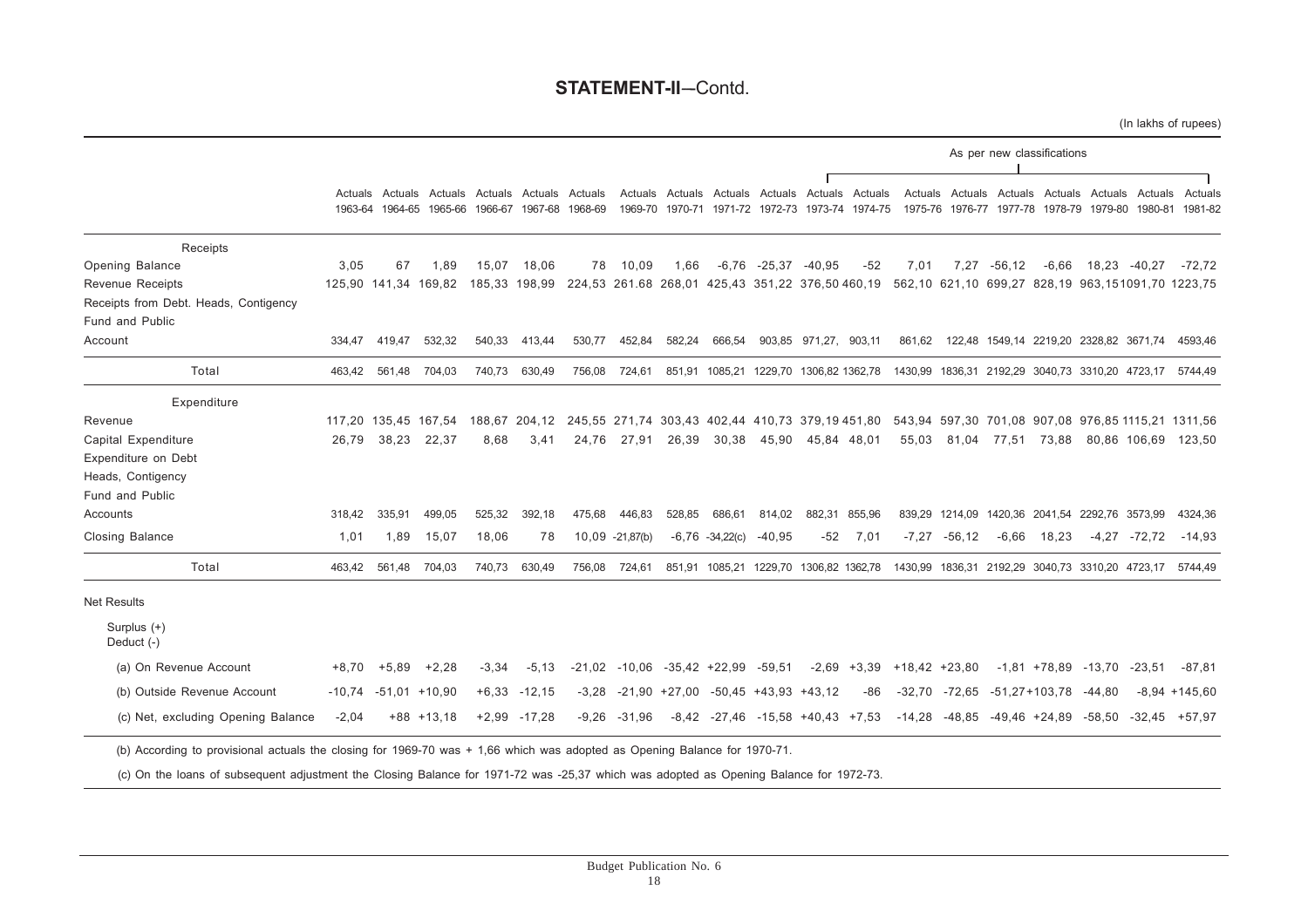## STATEMENT-II—Contd.

(In lakhs of rupees)

| | Actuals 1963-64 | Actuals 1964-65 | Actuals 1965-66 | Actuals 1966-67 | Actuals 1967-68 | Actuals 1968-69 | Actuals 1969-70 | Actuals 1970-71 | Actuals 1971-72 | Actuals 1972-73 | Actuals 1973-74 | Actuals 1974-75 | Actuals 1975-76 | Actuals 1976-77 | Actuals 1977-78 | Actuals 1978-79 | Actuals 1979-80 | Actuals 1980-81 | Actuals 1981-82 |
|---|---|---|---|---|---|---|---|---|---|---|---|---|---|---|---|---|---|---|---|
| | | | | | | | | | | | | | As per new classifications | | | | | | |
| **Receipts** | | | | | | | | | | | | | | | | | | | |
| Opening Balance | 3,05 | 67 | 1,89 | 15,07 | 18,06 | 78 | 10,09 | 1,66 | -6,76 | -25,37 | -40,95 | -52 | 7,01 | 7,27 | -56,12 | -6,66 | 18,23 | -40,27 | -72,72 |
| Revenue Receipts | 125,90 | 141,34 | 169,82 | 185,33 | 198,99 | 224,53 | 261.68 | 268,01 | 425,43 | 351,22 | 376,50 | 460,19 | 562,10 | 621,10 | 699,27 | 828,19 | 963,15 | 1091,70 | 1223,75 |
| Receipts from Debt. Heads, Contigency Fund and Public Account | 334,47 | 419,47 | 532,32 | 540,33 | 413,44 | 530,77 | 452,84 | 582,24 | 666,54 | 903,85 | 971,27, | 903,11 | 861,62 | 122,48 | 1549,14 | 2219,20 | 2328,82 | 3671,74 | 4593,46 |
| Total | 463,42 | 561,48 | 704,03 | 740,73 | 630,49 | 756,08 | 724,61 | 851,91 | 1085,21 | 1229,70 | 1306,82 | 1362,78 | 1430,99 | 1836,31 | 2192,29 | 3040,73 | 3310,20 | 4723,17 | 5744,49 |
| **Expenditure** | | | | | | | | | | | | | | | | | | | |
| Revenue | 117,20 | 135,45 | 167,54 | 188,67 | 204,12 | 245,55 | 271,74 | 303,43 | 402,44 | 410,73 | 379,19 | 451,80 | 543,94 | 597,30 | 701,08 | 907,08 | 976,85 | 1115,21 | 1311,56 |
| Capital Expenditure | 26,79 | 38,23 | 22,37 | 8,68 | 3,41 | 24,76 | 27,91 | 26,39 | 30,38 | 45,90 | 45,84 | 48,01 | 55,03 | 81,04 | 77,51 | 73,88 | 80,86 | 106,69 | 123,50 |
| Expenditure on Debt Heads, Contigency Fund and Public Accounts | 318,42 | 335,91 | 499,05 | 525,32 | 392,18 | 475,68 | 446,83 | 528,85 | 686,61 | 814,02 | 882,31 | 855,96 | 839,29 | 1214,09 | 1420,36 | 2041,54 | 2292,76 | 3573,99 | 4324,36 |
| Closing Balance | 1,01 | 1,89 | 15,07 | 18,06 | 78 | 10,09 | -21,87(b) | -6,76 | -34,22(c) | -40,95 | -52 | 7,01 | -7,27 | -56,12 | -6,66 | 18,23 | -4,27 | -72,72 | -14,93 |
| Total | 463,42 | 561,48 | 704,03 | 740,73 | 630,49 | 756,08 | 724,61 | 851,91 | 1085,21 | 1229,70 | 1306,82 | 1362,78 | 1430,99 | 1836,31 | 2192,29 | 3040,73 | 3310,20 | 4723,17 | 5744,49 |
| **Net Results** | | | | | | | | | | | | | | | | | | | |
| Surplus (+) Deduct (-) | | | | | | | | | | | | | | | | | | | |
| (a) On Revenue Account | +8,70 | +5,89 | +2,28 | -3,34 | -5,13 | -21,02 | -10,06 | -35,42 | +22,99 | -59,51 | -2,69 | +3,39 | +18,42 | +23,80 | -1,81 | +78,89 | -13,70 | -23,51 | -87,81 |
| (b) Outside Revenue Account | -10,74 | -51,01 | +10,90 | +6,33 | -12,15 | -3,28 | -21,90 | +27,00 | -50,45 | +43,93 | +43,12 | -86 | -32,70 | -72,65 | -51,27 | +103,78 | -44,80 | -8,94 | +145,60 |
| (c) Net, excluding Opening Balance | -2,04 | +88 | +13,18 | +2,99 | -17,28 | -9,26 | -31,96 | -8,42 | -27,46 | -15,58 | +40,43 | +7,53 | -14,28 | -48,85 | -49,46 | +24,89 | -58,50 | -32,45 | +57,97 |

(b) According to provisional actuals the closing for 1969-70 was + 1,66 which was adopted as Opening Balance for 1970-71.

(c) On the loans of subsequent adjustment the Closing Balance for 1971-72 was -25,37 which was adopted as Opening Balance for 1972-73.

Budget Publication No. 6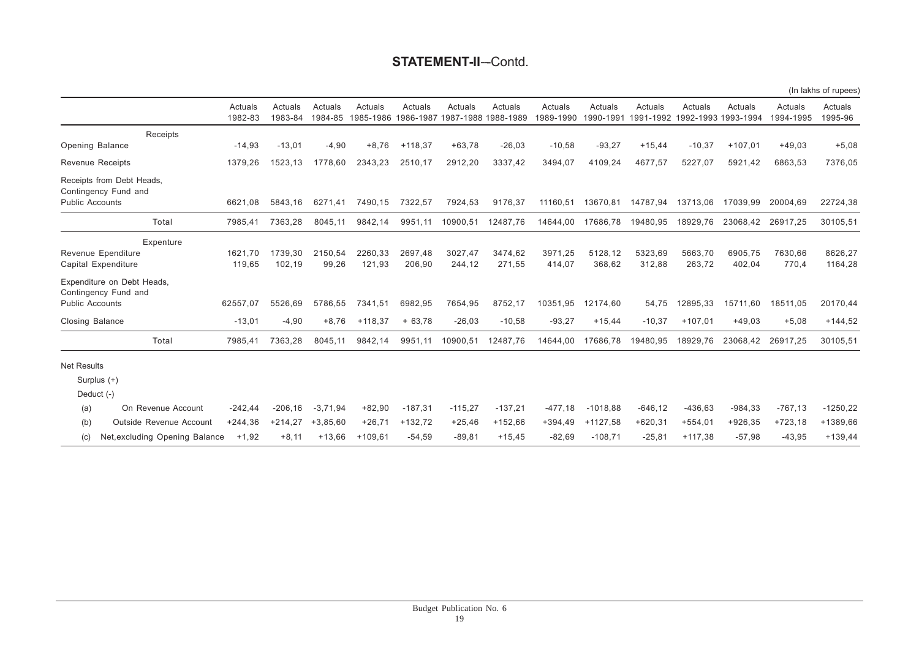## STATEMENT-II—Contd.

(In lakhs of rupees)

| | Actuals 1982-83 | Actuals 1983-84 | Actuals 1984-85 | Actuals 1985-1986 | Actuals 1986-1987 | Actuals 1987-1988 | Actuals 1988-1989 | Actuals 1989-1990 | Actuals 1990-1991 | Actuals 1991-1992 | Actuals 1992-1993 | Actuals 1993-1994 | Actuals 1994-1995 | Actuals 1995-96 |
|---|---|---|---|---|---|---|---|---|---|---|---|---|---|---|
| Receipts | | | | | | | | | | | | | | |
| Opening Balance | -14,93 | -13,01 | -4,90 | +8,76 | +118,37 | +63,78 | -26,03 | -10,58 | -93,27 | +15,44 | -10,37 | +107,01 | +49,03 | +5,08 |
| Revenue Receipts | 1379,26 | 1523,13 | 1778,60 | 2343,23 | 2510,17 | 2912,20 | 3337,42 | 3494,07 | 4109,24 | 4677,57 | 5227,07 | 5921,42 | 6863,53 | 7376,05 |
| Receipts from Debt Heads, Contingency Fund and Public Accounts | 6621,08 | 5843,16 | 6271,41 | 7490,15 | 7322,57 | 7924,53 | 9176,37 | 11160,51 | 13670,81 | 14787,94 | 13713,06 | 17039,99 | 20004,69 | 22724,38 |
| Total | 7985,41 | 7363,28 | 8045,11 | 9842,14 | 9951,11 | 10900,51 | 12487,76 | 14644,00 | 17686,78 | 19480,95 | 18929,76 | 23068,42 | 26917,25 | 30105,51 |
| Expenture | | | | | | | | | | | | | | |
| Revenue Ependiture | 1621,70 | 1739,30 | 2150,54 | 2260,33 | 2697,48 | 3027,47 | 3474,62 | 3971,25 | 5128,12 | 5323,69 | 5663,70 | 6905,75 | 7630,66 | 8626,27 |
| Capital Expenditure | 119,65 | 102,19 | 99,26 | 121,93 | 206,90 | 244,12 | 271,55 | 414,07 | 368,62 | 312,88 | 263,72 | 402,04 | 770,4 | 1164,28 |
| Expenditure on Debt Heads, Contingency Fund and Public Accounts | 62557,07 | 5526,69 | 5786,55 | 7341,51 | 6982,95 | 7654,95 | 8752,17 | 10351,95 | 12174,60 | 54,75 | 12895,33 | 15711,60 | 18511,05 | 20170,44 |
| Closing Balance | -13,01 | -4,90 | +8,76 | +118,37 | + 63,78 | -26,03 | -10,58 | -93,27 | +15,44 | -10,37 | +107,01 | +49,03 | +5,08 | +144,52 |
| Total | 7985,41 | 7363,28 | 8045,11 | 9842,14 | 9951,11 | 10900,51 | 12487,76 | 14644,00 | 17686,78 | 19480,95 | 18929,76 | 23068,42 | 26917,25 | 30105,51 |
| Net Results | | | | | | | | | | | | | | |
| Surplus (+) | | | | | | | | | | | | | | |
| Deduct (-) | | | | | | | | | | | | | | |
| (a) On Revenue Account | -242,44 | -206,16 | -3,71,94 | +82,90 | -187,31 | -115,27 | -137,21 | -477,18 | -1018,88 | -646,12 | -436,63 | -984,33 | -767,13 | -1250,22 |
| (b) Outside Revenue Account | +244,36 | +214,27 | +3,85,60 | +26,71 | +132,72 | +25,46 | +152,66 | +394,49 | +1127,58 | +620,31 | +554,01 | +926,35 | +723,18 | +1389,66 |
| (c) Net,excluding Opening Balance | +1,92 | +8,11 | +13,66 | +109,61 | -54,59 | -89,81 | +15,45 | -82,69 | -108,71 | -25,81 | +117,38 | -57,98 | -43,95 | +139,44 |

Budget Publication No. 6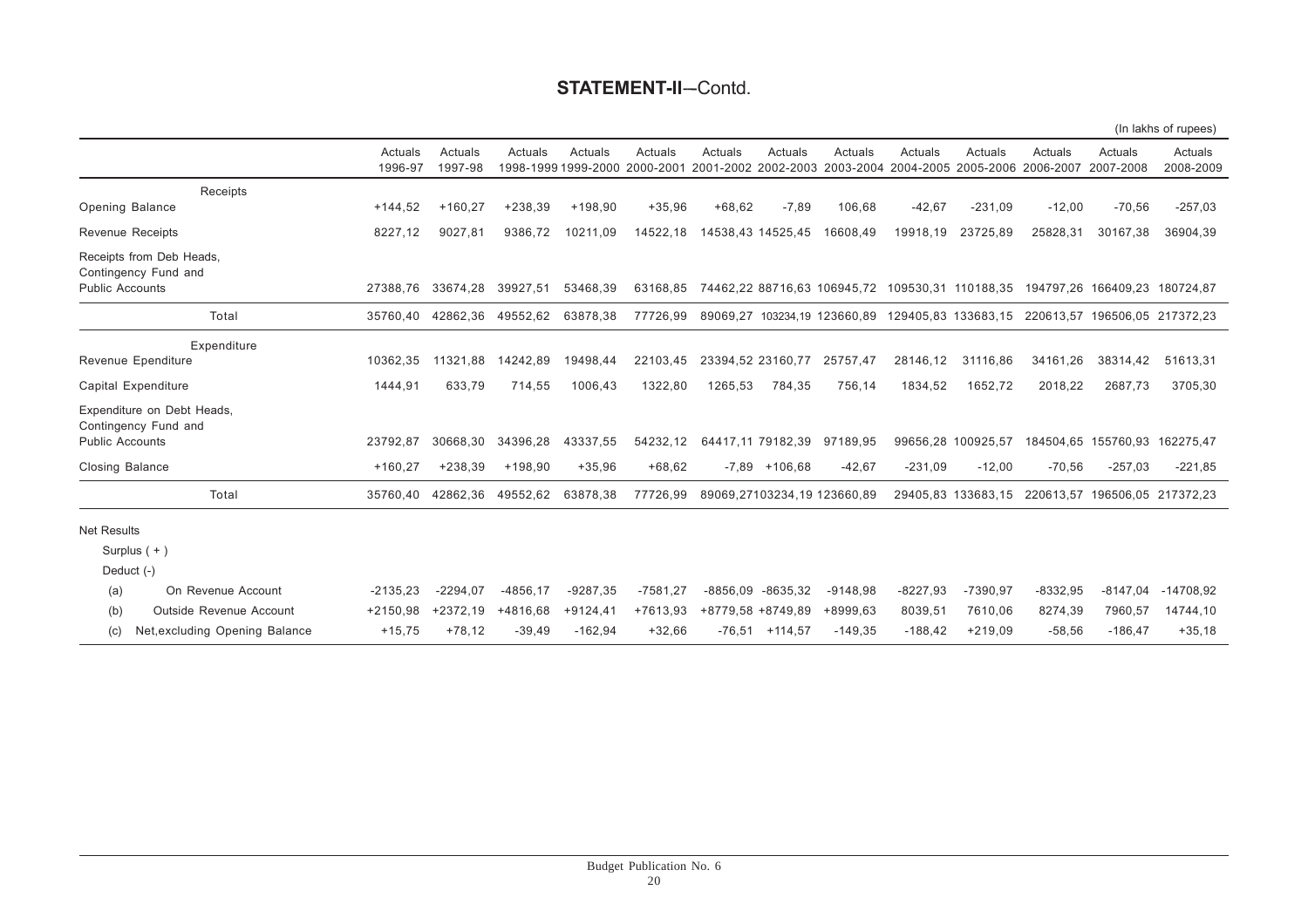## STATEMENT-II—Contd.

(In lakhs of rupees)

| | Actuals 1996-97 | Actuals 1997-98 | Actuals 1998-1999 | Actuals 1999-2000 | Actuals 2000-2001 | Actuals 2001-2002 | Actuals 2002-2003 | Actuals 2003-2004 | Actuals 2004-2005 | Actuals 2005-2006 | Actuals 2006-2007 | Actuals 2007-2008 | Actuals 2008-2009 |
|---|---|---|---|---|---|---|---|---|---|---|---|---|---|
| Receipts | | | | | | | | | | | | | |
| Opening Balance | +144,52 | +160,27 | +238,39 | +198,90 | +35,96 | +68,62 | -7,89 | 106,68 | -42,67 | -231,09 | -12,00 | -70,56 | -257,03 |
| Revenue Receipts | 8227,12 | 9027,81 | 9386,72 | 10211,09 | 14522,18 | 14538,43 | 14525,45 | 16608,49 | 19918,19 | 23725,89 | 25828,31 | 30167,38 | 36904,39 |
| Receipts from Deb Heads, Contingency Fund and Public Accounts | 27388,76 | 33674,28 | 39927,51 | 53468,39 | 63168,85 | 74462,22 | 88716,63 | 106945,72 | 109530,31 | 110188,35 | 194797,26 | 166409,23 | 180724,87 |
| Total | 35760,40 | 42862,36 | 49552,62 | 63878,38 | 77726,99 | 89069,27 | 103234,19 | 123660,89 | 129405,83 | 133683,15 | 220613,57 | 196506,05 | 217372,23 |
| Expenditure | | | | | | | | | | | | | |
| Revenue Ependiture | 10362,35 | 11321,88 | 14242,89 | 19498,44 | 22103,45 | 23394,52 | 23160,77 | 25757,47 | 28146,12 | 31116,86 | 34161,26 | 38314,42 | 51613,31 |
| Capital Expenditure | 1444,91 | 633,79 | 714,55 | 1006,43 | 1322,80 | 1265,53 | 784,35 | 756,14 | 1834,52 | 1652,72 | 2018,22 | 2687,73 | 3705,30 |
| Expenditure on Debt Heads, Contingency Fund and Public Accounts | 23792,87 | 30668,30 | 34396,28 | 43337,55 | 54232,12 | 64417,11 | 79182,39 | 97189,95 | 99656,28 | 100925,57 | 184504,65 | 155760,93 | 162275,47 |
| Closing Balance | +160,27 | +238,39 | +198,90 | +35,96 | +68,62 | -7,89 | +106,68 | -42,67 | -231,09 | -12,00 | -70,56 | -257,03 | -221,85 |
| Total | 35760,40 | 42862,36 | 49552,62 | 63878,38 | 77726,99 | 89069,27 | 103234,19 | 123660,89 | 29405,83 | 133683,15 | 220613,57 | 196506,05 | 217372,23 |
| Net Results | | | | | | | | | | | | | |
| Surplus ( + ) | | | | | | | | | | | | | |
| Deduct (-) | | | | | | | | | | | | | |
| (a) On Revenue Account | -2135,23 | -2294,07 | -4856,17 | -9287,35 | -7581,27 | -8856,09 | -8635,32 | -9148,98 | -8227,93 | -7390,97 | -8332,95 | -8147,04 | -14708,92 |
| (b) Outside Revenue Account | +2150,98 | +2372,19 | +4816,68 | +9124,41 | +7613,93 | +8779,58 | +8749,89 | +8999,63 | 8039,51 | 7610,06 | 8274,39 | 7960,57 | 14744,10 |
| (c) Net,excluding Opening Balance | +15,75 | +78,12 | -39,49 | -162,94 | +32,66 | -76,51 | +114,57 | -149,35 | -188,42 | +219,09 | -58,56 | -186,47 | +35,18 |

Budget Publication No. 6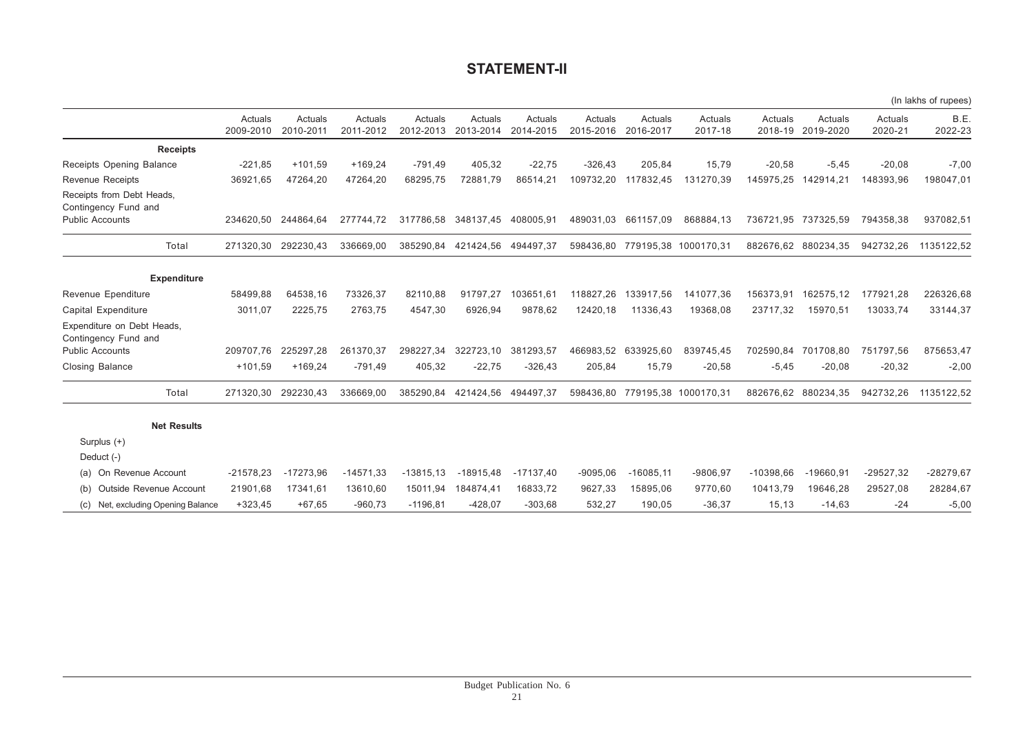# STATEMENT-II

(In lakhs of rupees)

| | Actuals 2009-2010 | Actuals 2010-2011 | Actuals 2011-2012 | Actuals 2012-2013 | Actuals 2013-2014 | Actuals 2014-2015 | Actuals 2015-2016 | Actuals 2016-2017 | Actuals 2017-18 | Actuals 2018-19 | Actuals 2019-2020 | Actuals 2020-21 | B.E. 2022-23 |
|---|---|---|---|---|---|---|---|---|---|---|---|---|---|
| **Receipts** | | | | | | | | | | | | | |
| Receipts Opening Balance | -221,85 | +101,59 | +169,24 | -791,49 | 405,32 | -22,75 | -326,43 | 205,84 | 15,79 | -20,58 | -5,45 | -20,08 | -7,00 |
| Revenue Receipts | 36921,65 | 47264,20 | 47264,20 | 68295,75 | 72881,79 | 86514,21 | 109732,20 | 117832,45 | 131270,39 | 145975,25 | 142914,21 | 148393,96 | 198047,01 |
| Receipts from Debt Heads, Contingency Fund and Public Accounts | 234620,50 | 244864,64 | 277744,72 | 317786,58 | 348137,45 | 408005,91 | 489031,03 | 661157,09 | 868884,13 | 736721,95 | 737325,59 | 794358,38 | 937082,51 |
| Total | 271320,30 | 292230,43 | 336669,00 | 385290,84 | 421424,56 | 494497,37 | 598436,80 | 779195,38 | 1000170,31 | 882676,62 | 880234,35 | 942732,26 | 1135122,52 |
| **Expenditure** | | | | | | | | | | | | | |
| Revenue Expenditure | 58499,88 | 64538,16 | 73326,37 | 82110,88 | 91797,27 | 103651,61 | 118827,26 | 133917,56 | 141077,36 | 156373,91 | 162575,12 | 177921,28 | 226326,68 |
| Capital Expenditure | 3011,07 | 2225,75 | 2763,75 | 4547,30 | 6926,94 | 9878,62 | 12420,18 | 11336,43 | 19368,08 | 23717,32 | 15970,51 | 13033,74 | 33144,37 |
| Expenditure on Debt Heads, Contingency Fund and Public Accounts | 209707,76 | 225297,28 | 261370,37 | 298227,34 | 322723,10 | 381293,57 | 466983,52 | 633925,60 | 839745,45 | 702590,84 | 701708,80 | 751797,56 | 875653,47 |
| Closing Balance | +101,59 | +169,24 | -791,49 | 405,32 | -22,75 | -326,43 | 205,84 | 15,79 | -20,58 | -5,45 | -20,08 | -20,32 | -2,00 |
| Total | 271320,30 | 292230,43 | 336669,00 | 385290,84 | 421424,56 | 494497,37 | 598436,80 | 779195,38 | 1000170,31 | 882676,62 | 880234,35 | 942732,26 | 1135122,52 |
| **Net Results** | | | | | | | | | | | | | |
| Surplus (+) | | | | | | | | | | | | | |
| Deduct (-) | | | | | | | | | | | | | |
| (a) On Revenue Account | -21578,23 | -17273,96 | -14571,33 | -13815,13 | -18915,48 | -17137,40 | -9095,06 | -16085,11 | -9806,97 | -10398,66 | -19660,91 | -29527,32 | -28279,67 |
| (b) Outside Revenue Account | 21901,68 | 17341,61 | 13610,60 | 15011,94 | 184874,41 | 16833,72 | 9627,33 | 15895,06 | 9770,60 | 10413,79 | 19646,28 | 29527,08 | 28284,67 |
| (c) Net, excluding Opening Balance | +323,45 | +67,65 | -960,73 | -1196,81 | -428,07 | -303,68 | 532,27 | 190,05 | -36,37 | 15,13 | -14,63 | -24 | -5,00 |

Budget Publication No. 6